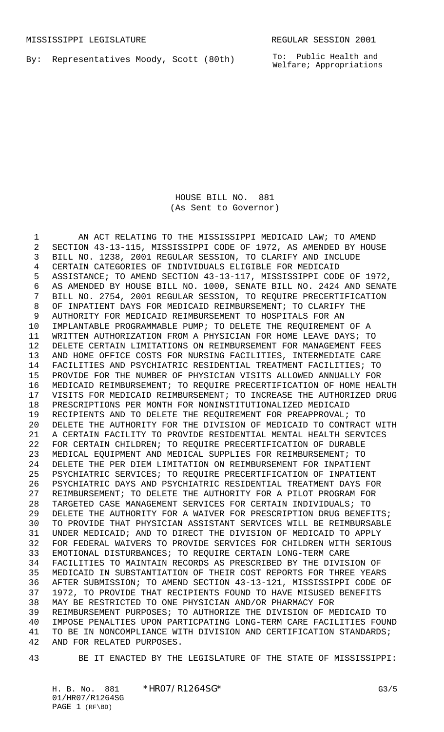MISSISSIPPI LEGISLATURE REGULAR SESSION 2001

By: Representatives Moody, Scott (80th)

To: Public Health and Welfare; Appropriations

HOUSE BILL NO. 881
(As Sent to Governor)

AN ACT RELATING TO THE MISSISSIPPI MEDICAID LAW; TO AMEND SECTION 43-13-115, MISSISSIPPI CODE OF 1972, AS AMENDED BY HOUSE BILL NO. 1238, 2001 REGULAR SESSION, TO CLARIFY AND INCLUDE CERTAIN CATEGORIES OF INDIVIDUALS ELIGIBLE FOR MEDICAID ASSISTANCE; TO AMEND SECTION 43-13-117, MISSISSIPPI CODE OF 1972, AS AMENDED BY HOUSE BILL NO. 1000, SENATE BILL NO. 2424 AND SENATE BILL NO. 2754, 2001 REGULAR SESSION, TO REQUIRE PRECERTIFICATION OF INPATIENT DAYS FOR MEDICAID REIMBURSEMENT; TO CLARIFY THE AUTHORITY FOR MEDICAID REIMBURSEMENT TO HOSPITALS FOR AN IMPLANTABLE PROGRAMMABLE PUMP; TO DELETE THE REQUIREMENT OF A WRITTEN AUTHORIZATION FROM A PHYSICIAN FOR HOME LEAVE DAYS; TO DELETE CERTAIN LIMITATIONS ON REIMBURSEMENT FOR MANAGEMENT FEES AND HOME OFFICE COSTS FOR NURSING FACILITIES, INTERMEDIATE CARE FACILITIES AND PSYCHIATRIC RESIDENTIAL TREATMENT FACILITIES; TO PROVIDE FOR THE NUMBER OF PHYSICIAN VISITS ALLOWED ANNUALLY FOR MEDICAID REIMBURSEMENT; TO REQUIRE PRECERTIFICATION OF HOME HEALTH VISITS FOR MEDICAID REIMBURSEMENT; TO INCREASE THE AUTHORIZED DRUG PRESCRIPTIONS PER MONTH FOR NONINSTITUTIONALIZED MEDICAID RECIPIENTS AND TO DELETE THE REQUIREMENT FOR PREAPPROVAL; TO DELETE THE AUTHORITY FOR THE DIVISION OF MEDICAID TO CONTRACT WITH A CERTAIN FACILITY TO PROVIDE RESIDENTIAL MENTAL HEALTH SERVICES FOR CERTAIN CHILDREN; TO REQUIRE PRECERTIFICATION OF DURABLE MEDICAL EQUIPMENT AND MEDICAL SUPPLIES FOR REIMBURSEMENT; TO DELETE THE PER DIEM LIMITATION ON REIMBURSEMENT FOR INPATIENT PSYCHIATRIC SERVICES; TO REQUIRE PRECERTIFICATION OF INPATIENT PSYCHIATRIC DAYS AND PSYCHIATRIC RESIDENTIAL TREATMENT DAYS FOR REIMBURSEMENT; TO DELETE THE AUTHORITY FOR A PILOT PROGRAM FOR TARGETED CASE MANAGEMENT SERVICES FOR CERTAIN INDIVIDUALS; TO DELETE THE AUTHORITY FOR A WAIVER FOR PRESCRIPTION DRUG BENEFITS; TO PROVIDE THAT PHYSICIAN ASSISTANT SERVICES WILL BE REIMBURSABLE UNDER MEDICAID; AND TO DIRECT THE DIVISION OF MEDICAID TO APPLY FOR FEDERAL WAIVERS TO PROVIDE SERVICES FOR CHILDREN WITH SERIOUS EMOTIONAL DISTURBANCES; TO REQUIRE CERTAIN LONG-TERM CARE FACILITIES TO MAINTAIN RECORDS AS PRESCRIBED BY THE DIVISION OF MEDICAID IN SUBSTANTIATION OF THEIR COST REPORTS FOR THREE YEARS AFTER SUBMISSION; TO AMEND SECTION 43-13-121, MISSISSIPPI CODE OF 1972, TO PROVIDE THAT RECIPIENTS FOUND TO HAVE MISUSED BENEFITS MAY BE RESTRICTED TO ONE PHYSICIAN AND/OR PHARMACY FOR REIMBURSEMENT PURPOSES; TO AUTHORIZE THE DIVISION OF MEDICAID TO IMPOSE PENALTIES UPON PARTICPATING LONG-TERM CARE FACILITIES FOUND TO BE IN NONCOMPLIANCE WITH DIVISION AND CERTIFICATION STANDARDS; AND FOR RELATED PURPOSES.

BE IT ENACTED BY THE LEGISLATURE OF THE STATE OF MISSISSIPPI: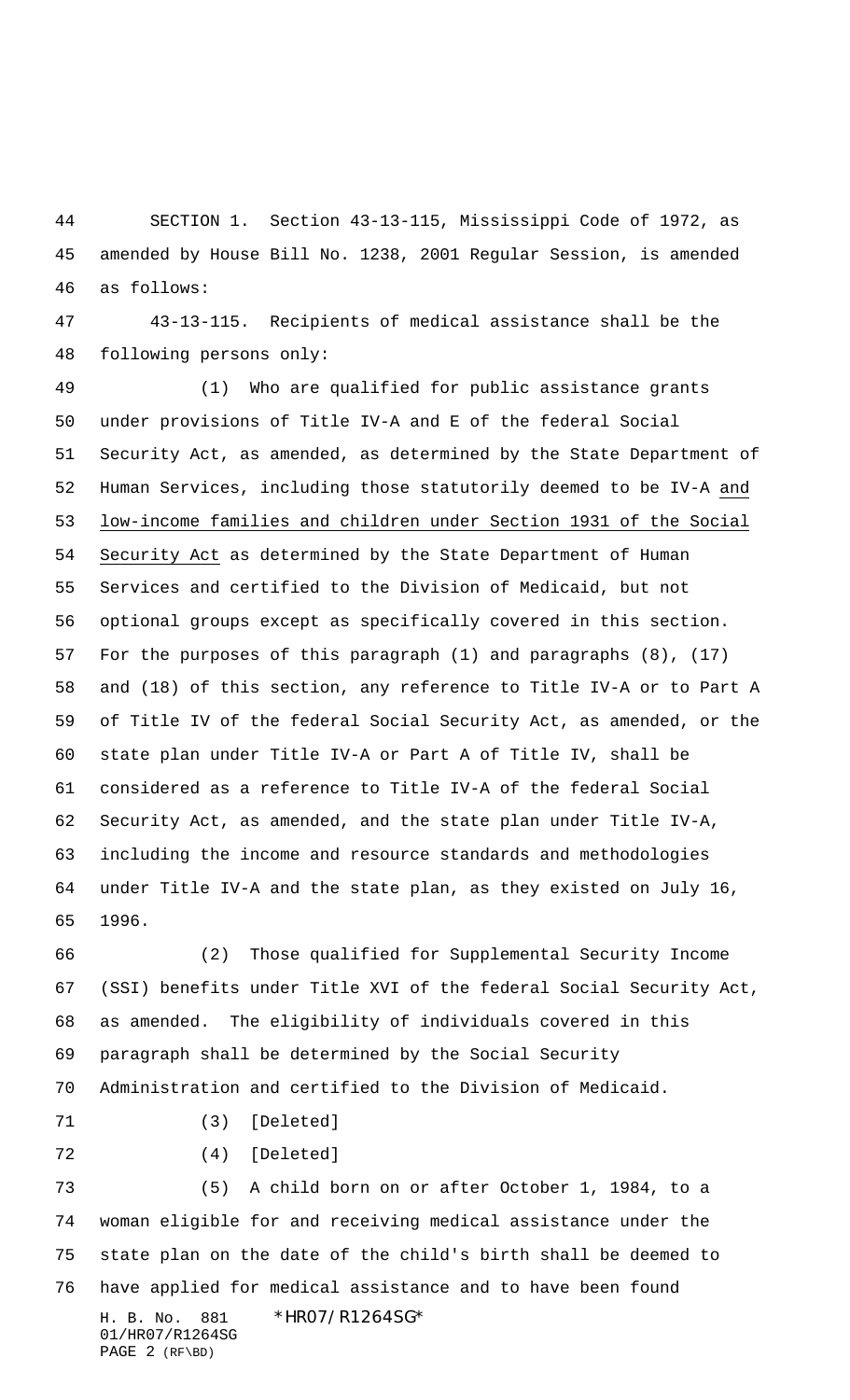SECTION 1. Section 43-13-115, Mississippi Code of 1972, as amended by House Bill No. 1238, 2001 Regular Session, is amended as follows:

43-13-115. Recipients of medical assistance shall be the following persons only:

(1) Who are qualified for public assistance grants under provisions of Title IV-A and E of the federal Social Security Act, as amended, as determined by the State Department of Human Services, including those statutorily deemed to be IV-A and low-income families and children under Section 1931 of the Social Security Act as determined by the State Department of Human Services and certified to the Division of Medicaid, but not optional groups except as specifically covered in this section. For the purposes of this paragraph (1) and paragraphs (8), (17) and (18) of this section, any reference to Title IV-A or to Part A of Title IV of the federal Social Security Act, as amended, or the state plan under Title IV-A or Part A of Title IV, shall be considered as a reference to Title IV-A of the federal Social Security Act, as amended, and the state plan under Title IV-A, including the income and resource standards and methodologies under Title IV-A and the state plan, as they existed on July 16, 1996.

(2) Those qualified for Supplemental Security Income (SSI) benefits under Title XVI of the federal Social Security Act, as amended. The eligibility of individuals covered in this paragraph shall be determined by the Social Security Administration and certified to the Division of Medicaid.

(3) [Deleted]

(4) [Deleted]

(5) A child born on or after October 1, 1984, to a woman eligible for and receiving medical assistance under the state plan on the date of the child's birth shall be deemed to have applied for medical assistance and to have been found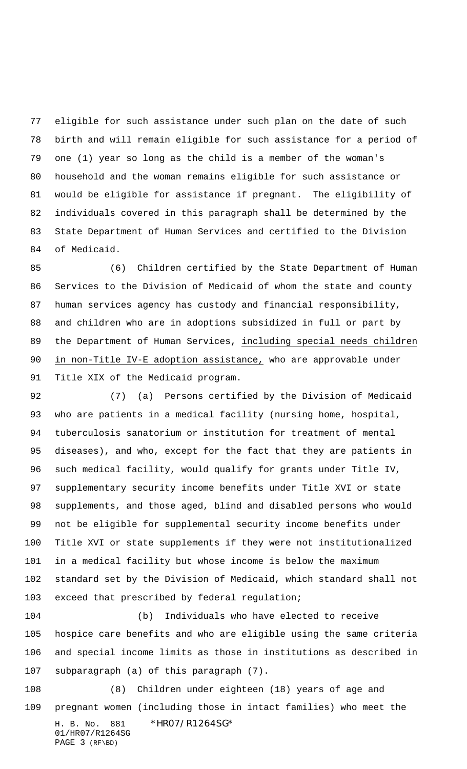eligible for such assistance under such plan on the date of such birth and will remain eligible for such assistance for a period of one (1) year so long as the child is a member of the woman's household and the woman remains eligible for such assistance or would be eligible for assistance if pregnant. The eligibility of individuals covered in this paragraph shall be determined by the State Department of Human Services and certified to the Division of Medicaid.

(6) Children certified by the State Department of Human Services to the Division of Medicaid of whom the state and county human services agency has custody and financial responsibility, and children who are in adoptions subsidized in full or part by the Department of Human Services, <u>including special needs children in non-Title IV-E adoption assistance,</u> who are approvable under Title XIX of the Medicaid program.

(7) (a) Persons certified by the Division of Medicaid who are patients in a medical facility (nursing home, hospital, tuberculosis sanatorium or institution for treatment of mental diseases), and who, except for the fact that they are patients in such medical facility, would qualify for grants under Title IV, supplementary security income benefits under Title XVI or state supplements, and those aged, blind and disabled persons who would not be eligible for supplemental security income benefits under Title XVI or state supplements if they were not institutionalized in a medical facility but whose income is below the maximum standard set by the Division of Medicaid, which standard shall not exceed that prescribed by federal regulation;

(b) Individuals who have elected to receive hospice care benefits and who are eligible using the same criteria and special income limits as those in institutions as described in subparagraph (a) of this paragraph (7).

(8) Children under eighteen (18) years of age and pregnant women (including those in intact families) who meet the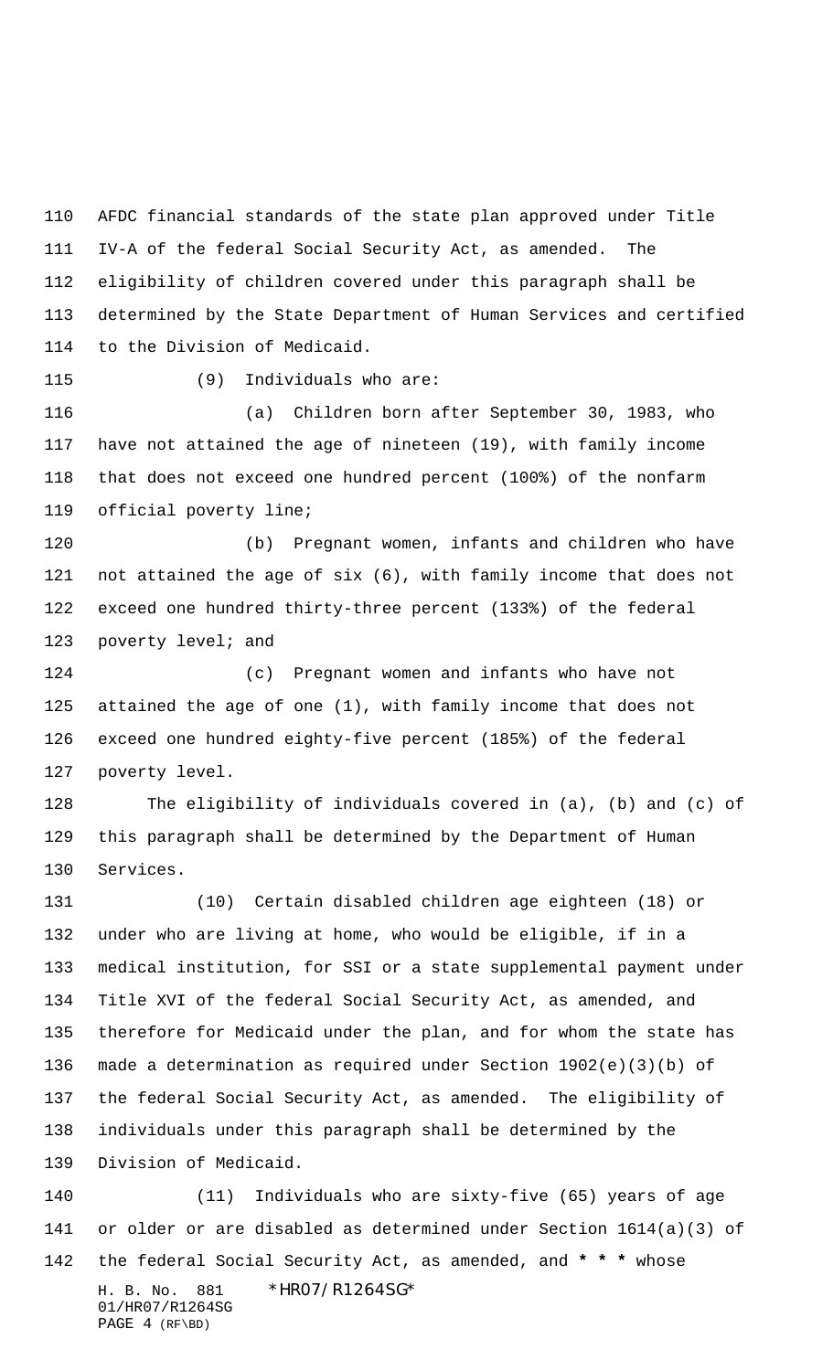AFDC financial standards of the state plan approved under Title IV-A of the federal Social Security Act, as amended. The eligibility of children covered under this paragraph shall be determined by the State Department of Human Services and certified to the Division of Medicaid.

(9) Individuals who are:

(a) Children born after September 30, 1983, who have not attained the age of nineteen (19), with family income that does not exceed one hundred percent (100%) of the nonfarm official poverty line;

(b) Pregnant women, infants and children who have not attained the age of six (6), with family income that does not exceed one hundred thirty-three percent (133%) of the federal poverty level; and

(c) Pregnant women and infants who have not attained the age of one (1), with family income that does not exceed one hundred eighty-five percent (185%) of the federal poverty level.

The eligibility of individuals covered in (a), (b) and (c) of this paragraph shall be determined by the Department of Human Services.

(10) Certain disabled children age eighteen (18) or under who are living at home, who would be eligible, if in a medical institution, for SSI or a state supplemental payment under Title XVI of the federal Social Security Act, as amended, and therefore for Medicaid under the plan, and for whom the state has made a determination as required under Section 1902(e)(3)(b) of the federal Social Security Act, as amended. The eligibility of individuals under this paragraph shall be determined by the Division of Medicaid.

(11) Individuals who are sixty-five (65) years of age or older or are disabled as determined under Section 1614(a)(3) of the federal Social Security Act, as amended, and **\* \* \*** whose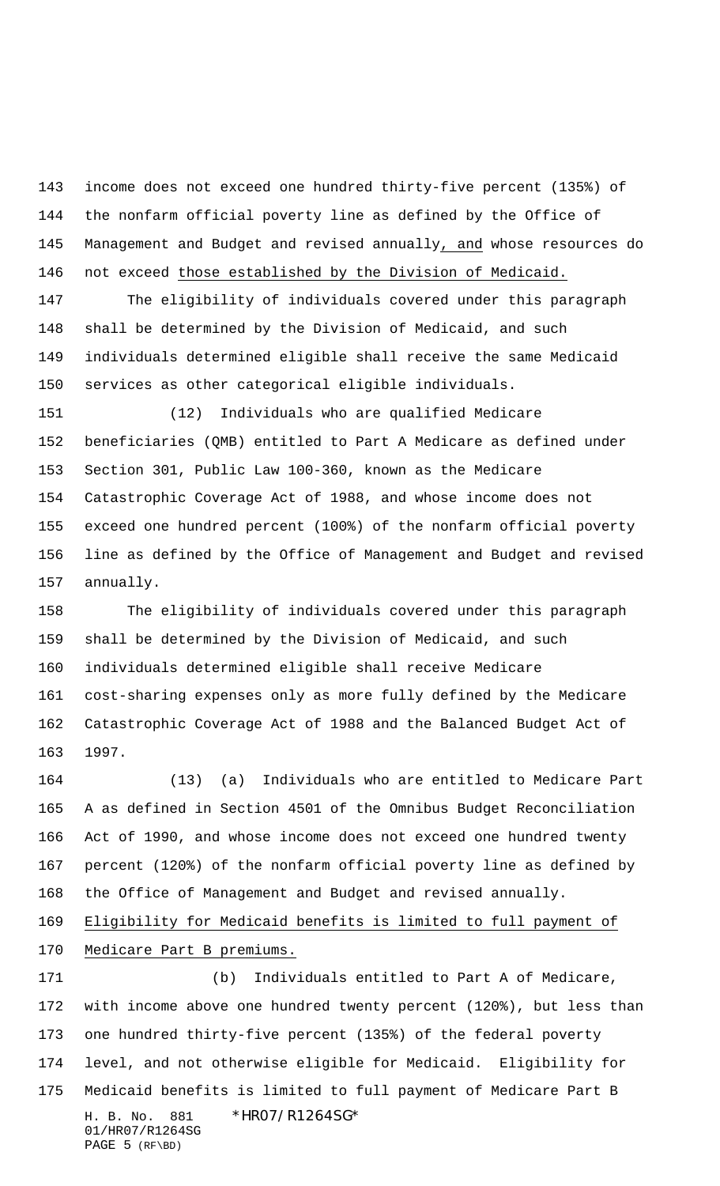income does not exceed one hundred thirty-five percent (135%) of the nonfarm official poverty line as defined by the Office of Management and Budget and revised annually, and whose resources do not exceed those established by the Division of Medicaid.

The eligibility of individuals covered under this paragraph shall be determined by the Division of Medicaid, and such individuals determined eligible shall receive the same Medicaid services as other categorical eligible individuals.

(12) Individuals who are qualified Medicare beneficiaries (QMB) entitled to Part A Medicare as defined under Section 301, Public Law 100-360, known as the Medicare Catastrophic Coverage Act of 1988, and whose income does not exceed one hundred percent (100%) of the nonfarm official poverty line as defined by the Office of Management and Budget and revised annually.

The eligibility of individuals covered under this paragraph shall be determined by the Division of Medicaid, and such individuals determined eligible shall receive Medicare cost-sharing expenses only as more fully defined by the Medicare Catastrophic Coverage Act of 1988 and the Balanced Budget Act of 1997.

(13) (a) Individuals who are entitled to Medicare Part A as defined in Section 4501 of the Omnibus Budget Reconciliation Act of 1990, and whose income does not exceed one hundred twenty percent (120%) of the nonfarm official poverty line as defined by the Office of Management and Budget and revised annually. Eligibility for Medicaid benefits is limited to full payment of Medicare Part B premiums.

(b) Individuals entitled to Part A of Medicare, with income above one hundred twenty percent (120%), but less than one hundred thirty-five percent (135%) of the federal poverty level, and not otherwise eligible for Medicaid. Eligibility for Medicaid benefits is limited to full payment of Medicare Part B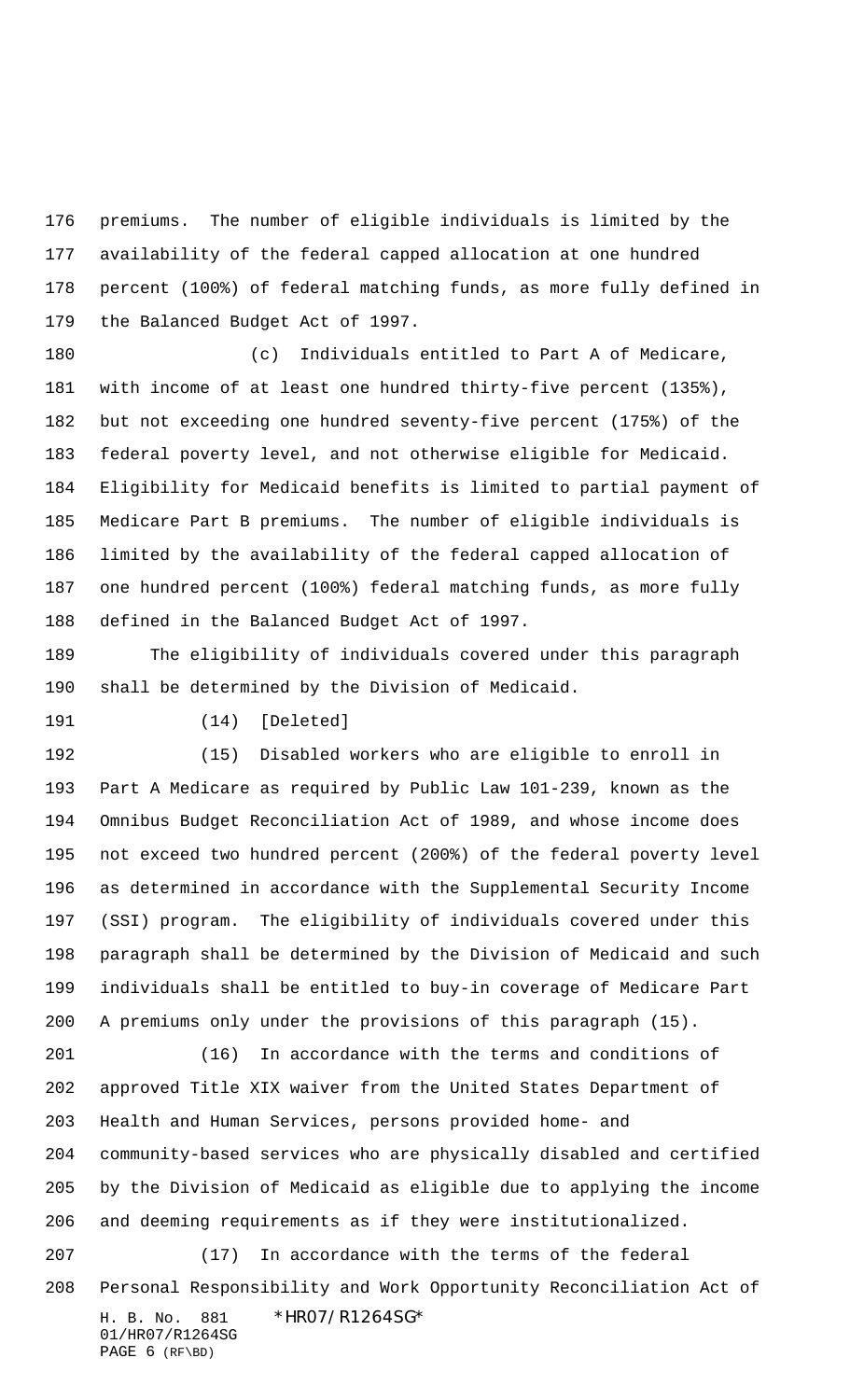premiums. The number of eligible individuals is limited by the availability of the federal capped allocation at one hundred percent (100%) of federal matching funds, as more fully defined in the Balanced Budget Act of 1997.

(c) Individuals entitled to Part A of Medicare, with income of at least one hundred thirty-five percent (135%), but not exceeding one hundred seventy-five percent (175%) of the federal poverty level, and not otherwise eligible for Medicaid. Eligibility for Medicaid benefits is limited to partial payment of Medicare Part B premiums. The number of eligible individuals is limited by the availability of the federal capped allocation of one hundred percent (100%) federal matching funds, as more fully defined in the Balanced Budget Act of 1997.

The eligibility of individuals covered under this paragraph shall be determined by the Division of Medicaid.

(14) [Deleted]

(15) Disabled workers who are eligible to enroll in Part A Medicare as required by Public Law 101-239, known as the Omnibus Budget Reconciliation Act of 1989, and whose income does not exceed two hundred percent (200%) of the federal poverty level as determined in accordance with the Supplemental Security Income (SSI) program. The eligibility of individuals covered under this paragraph shall be determined by the Division of Medicaid and such individuals shall be entitled to buy-in coverage of Medicare Part A premiums only under the provisions of this paragraph (15).

(16) In accordance with the terms and conditions of approved Title XIX waiver from the United States Department of Health and Human Services, persons provided home- and community-based services who are physically disabled and certified by the Division of Medicaid as eligible due to applying the income and deeming requirements as if they were institutionalized.

(17) In accordance with the terms of the federal Personal Responsibility and Work Opportunity Reconciliation Act of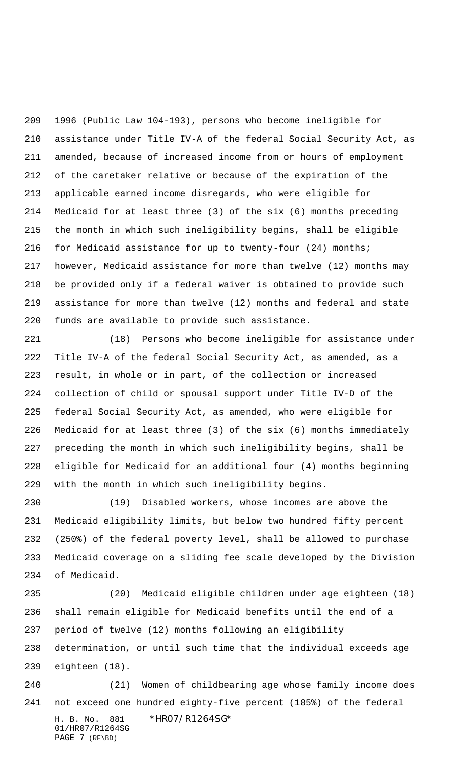1996 (Public Law 104-193), persons who become ineligible for assistance under Title IV-A of the federal Social Security Act, as amended, because of increased income from or hours of employment of the caretaker relative or because of the expiration of the applicable earned income disregards, who were eligible for Medicaid for at least three (3) of the six (6) months preceding the month in which such ineligibility begins, shall be eligible for Medicaid assistance for up to twenty-four (24) months; however, Medicaid assistance for more than twelve (12) months may be provided only if a federal waiver is obtained to provide such assistance for more than twelve (12) months and federal and state funds are available to provide such assistance.

(18) Persons who become ineligible for assistance under Title IV-A of the federal Social Security Act, as amended, as a result, in whole or in part, of the collection or increased collection of child or spousal support under Title IV-D of the federal Social Security Act, as amended, who were eligible for Medicaid for at least three (3) of the six (6) months immediately preceding the month in which such ineligibility begins, shall be eligible for Medicaid for an additional four (4) months beginning with the month in which such ineligibility begins.

(19) Disabled workers, whose incomes are above the Medicaid eligibility limits, but below two hundred fifty percent (250%) of the federal poverty level, shall be allowed to purchase Medicaid coverage on a sliding fee scale developed by the Division of Medicaid.

(20) Medicaid eligible children under age eighteen (18) shall remain eligible for Medicaid benefits until the end of a period of twelve (12) months following an eligibility determination, or until such time that the individual exceeds age eighteen (18).

(21) Women of childbearing age whose family income does not exceed one hundred eighty-five percent (185%) of the federal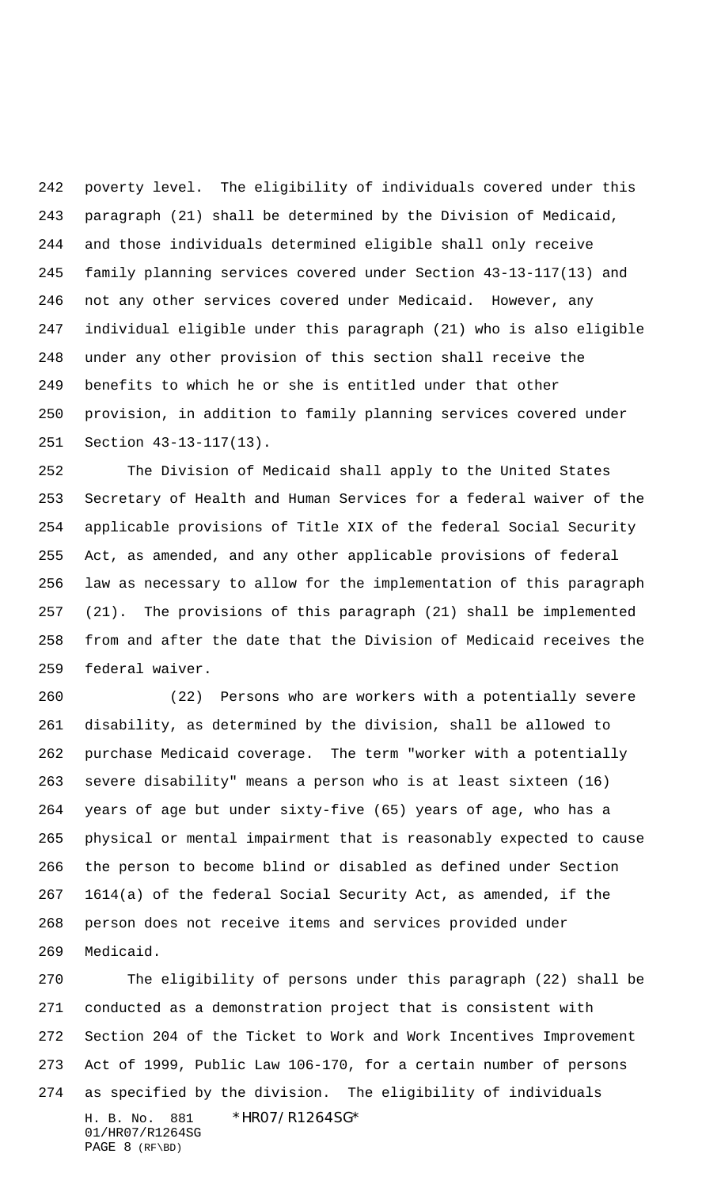poverty level. The eligibility of individuals covered under this paragraph (21) shall be determined by the Division of Medicaid, and those individuals determined eligible shall only receive family planning services covered under Section 43-13-117(13) and not any other services covered under Medicaid. However, any individual eligible under this paragraph (21) who is also eligible under any other provision of this section shall receive the benefits to which he or she is entitled under that other provision, in addition to family planning services covered under Section 43-13-117(13).

The Division of Medicaid shall apply to the United States Secretary of Health and Human Services for a federal waiver of the applicable provisions of Title XIX of the federal Social Security Act, as amended, and any other applicable provisions of federal law as necessary to allow for the implementation of this paragraph (21). The provisions of this paragraph (21) shall be implemented from and after the date that the Division of Medicaid receives the federal waiver.

(22) Persons who are workers with a potentially severe disability, as determined by the division, shall be allowed to purchase Medicaid coverage. The term "worker with a potentially severe disability" means a person who is at least sixteen (16) years of age but under sixty-five (65) years of age, who has a physical or mental impairment that is reasonably expected to cause the person to become blind or disabled as defined under Section 1614(a) of the federal Social Security Act, as amended, if the person does not receive items and services provided under Medicaid.

The eligibility of persons under this paragraph (22) shall be conducted as a demonstration project that is consistent with Section 204 of the Ticket to Work and Work Incentives Improvement Act of 1999, Public Law 106-170, for a certain number of persons as specified by the division. The eligibility of individuals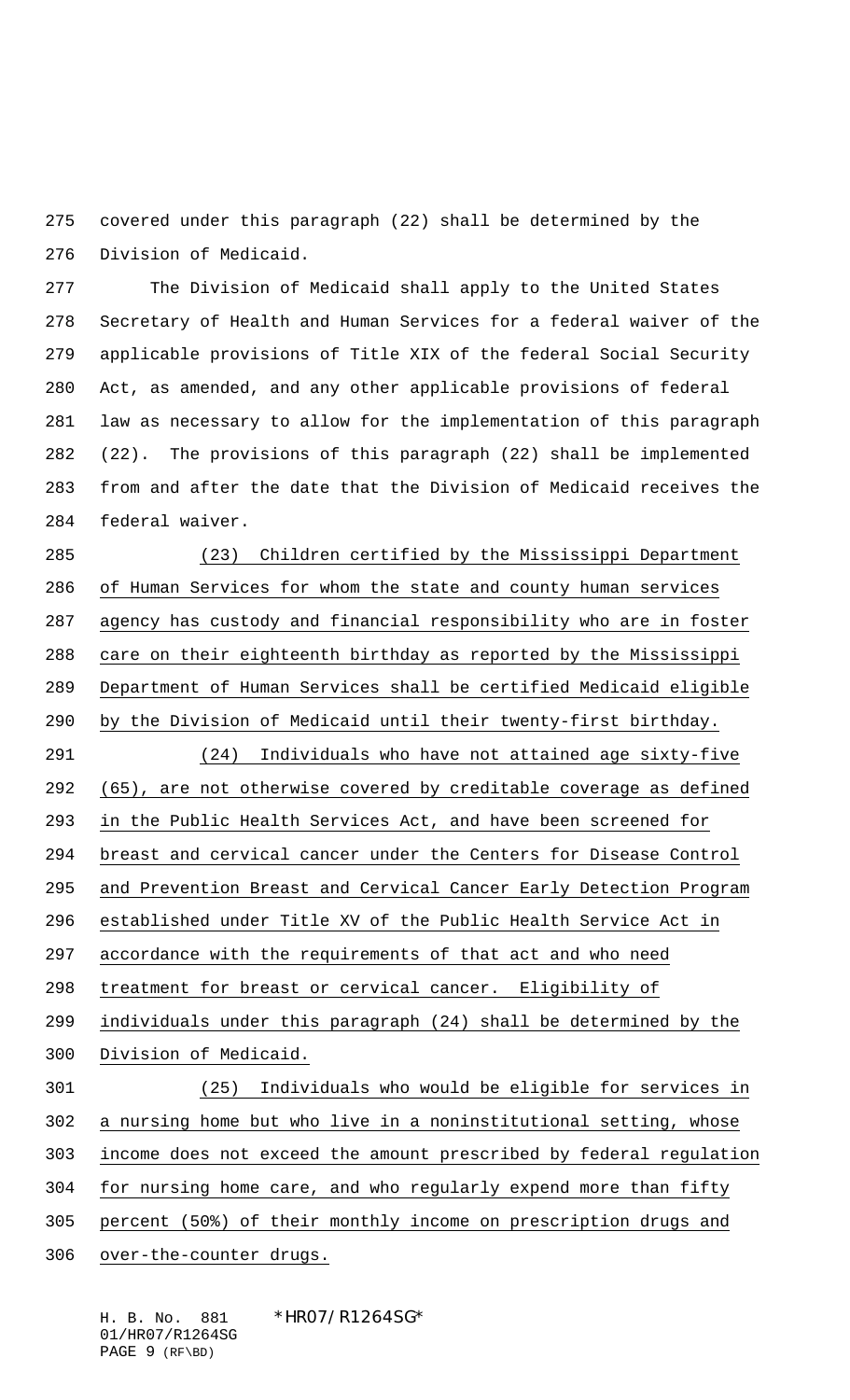covered under this paragraph (22) shall be determined by the Division of Medicaid.

The Division of Medicaid shall apply to the United States Secretary of Health and Human Services for a federal waiver of the applicable provisions of Title XIX of the federal Social Security Act, as amended, and any other applicable provisions of federal law as necessary to allow for the implementation of this paragraph (22). The provisions of this paragraph (22) shall be implemented from and after the date that the Division of Medicaid receives the federal waiver.

(23) Children certified by the Mississippi Department of Human Services for whom the state and county human services agency has custody and financial responsibility who are in foster care on their eighteenth birthday as reported by the Mississippi Department of Human Services shall be certified Medicaid eligible by the Division of Medicaid until their twenty-first birthday.

(24) Individuals who have not attained age sixty-five (65), are not otherwise covered by creditable coverage as defined in the Public Health Services Act, and have been screened for breast and cervical cancer under the Centers for Disease Control and Prevention Breast and Cervical Cancer Early Detection Program established under Title XV of the Public Health Service Act in accordance with the requirements of that act and who need treatment for breast or cervical cancer. Eligibility of individuals under this paragraph (24) shall be determined by the Division of Medicaid.

(25) Individuals who would be eligible for services in a nursing home but who live in a noninstitutional setting, whose income does not exceed the amount prescribed by federal regulation for nursing home care, and who regularly expend more than fifty percent (50%) of their monthly income on prescription drugs and over-the-counter drugs.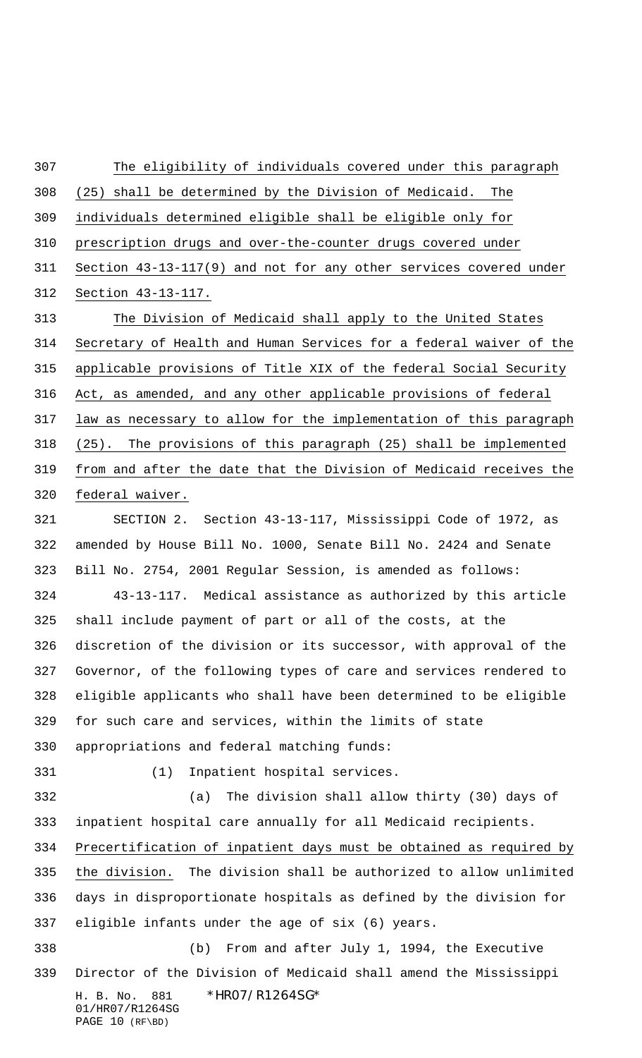The eligibility of individuals covered under this paragraph (25) shall be determined by the Division of Medicaid. The individuals determined eligible shall be eligible only for prescription drugs and over-the-counter drugs covered under Section 43-13-117(9) and not for any other services covered under Section 43-13-117.

The Division of Medicaid shall apply to the United States Secretary of Health and Human Services for a federal waiver of the applicable provisions of Title XIX of the federal Social Security Act, as amended, and any other applicable provisions of federal law as necessary to allow for the implementation of this paragraph (25). The provisions of this paragraph (25) shall be implemented from and after the date that the Division of Medicaid receives the federal waiver.

SECTION 2. Section 43-13-117, Mississippi Code of 1972, as amended by House Bill No. 1000, Senate Bill No. 2424 and Senate Bill No. 2754, 2001 Regular Session, is amended as follows:

43-13-117. Medical assistance as authorized by this article shall include payment of part or all of the costs, at the discretion of the division or its successor, with approval of the Governor, of the following types of care and services rendered to eligible applicants who shall have been determined to be eligible for such care and services, within the limits of state appropriations and federal matching funds:

(1) Inpatient hospital services.

(a) The division shall allow thirty (30) days of inpatient hospital care annually for all Medicaid recipients. Precertification of inpatient days must be obtained as required by the division. The division shall be authorized to allow unlimited days in disproportionate hospitals as defined by the division for eligible infants under the age of six (6) years.

(b) From and after July 1, 1994, the Executive Director of the Division of Medicaid shall amend the Mississippi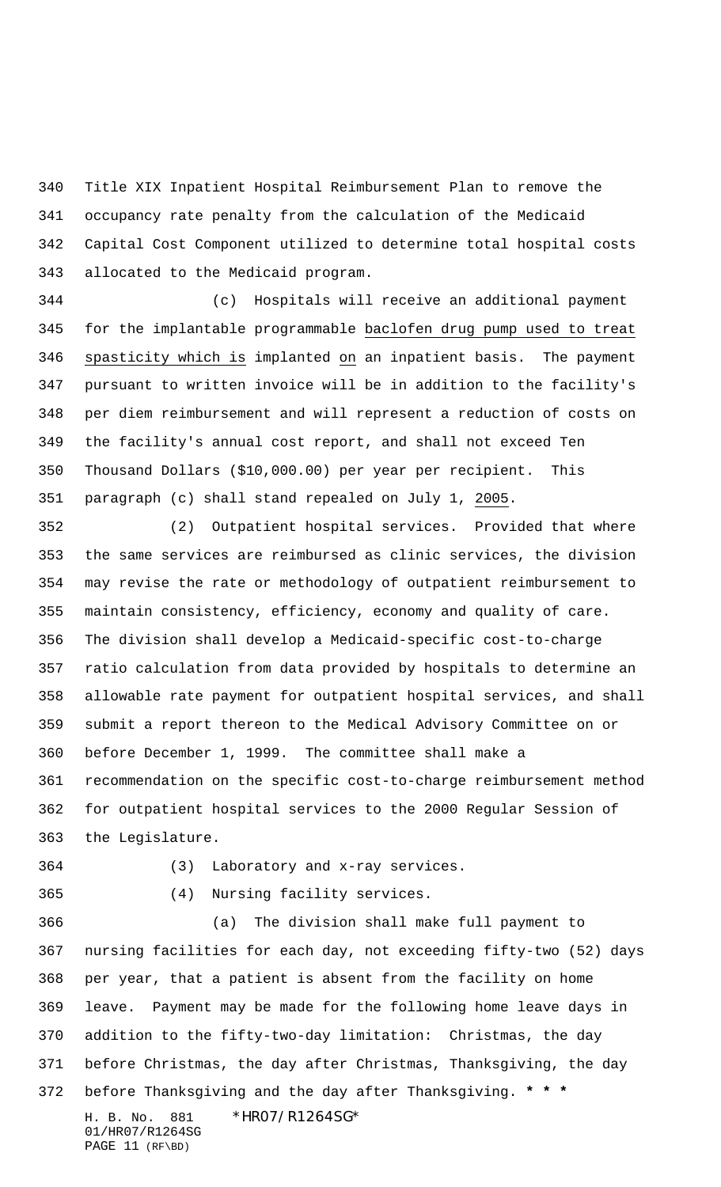Title XIX Inpatient Hospital Reimbursement Plan to remove the occupancy rate penalty from the calculation of the Medicaid Capital Cost Component utilized to determine total hospital costs allocated to the Medicaid program.

(c) Hospitals will receive an additional payment for the implantable programmable baclofen drug pump used to treat spasticity which is implanted on an inpatient basis. The payment pursuant to written invoice will be in addition to the facility's per diem reimbursement and will represent a reduction of costs on the facility's annual cost report, and shall not exceed Ten Thousand Dollars ($10,000.00) per year per recipient. This paragraph (c) shall stand repealed on July 1, 2005.

(2) Outpatient hospital services. Provided that where the same services are reimbursed as clinic services, the division may revise the rate or methodology of outpatient reimbursement to maintain consistency, efficiency, economy and quality of care. The division shall develop a Medicaid-specific cost-to-charge ratio calculation from data provided by hospitals to determine an allowable rate payment for outpatient hospital services, and shall submit a report thereon to the Medical Advisory Committee on or before December 1, 1999. The committee shall make a recommendation on the specific cost-to-charge reimbursement method for outpatient hospital services to the 2000 Regular Session of the Legislature.

(3) Laboratory and x-ray services.

(4) Nursing facility services.

(a) The division shall make full payment to nursing facilities for each day, not exceeding fifty-two (52) days per year, that a patient is absent from the facility on home leave. Payment may be made for the following home leave days in addition to the fifty-two-day limitation: Christmas, the day before Christmas, the day after Christmas, Thanksgiving, the day before Thanksgiving and the day after Thanksgiving. **\* \* \***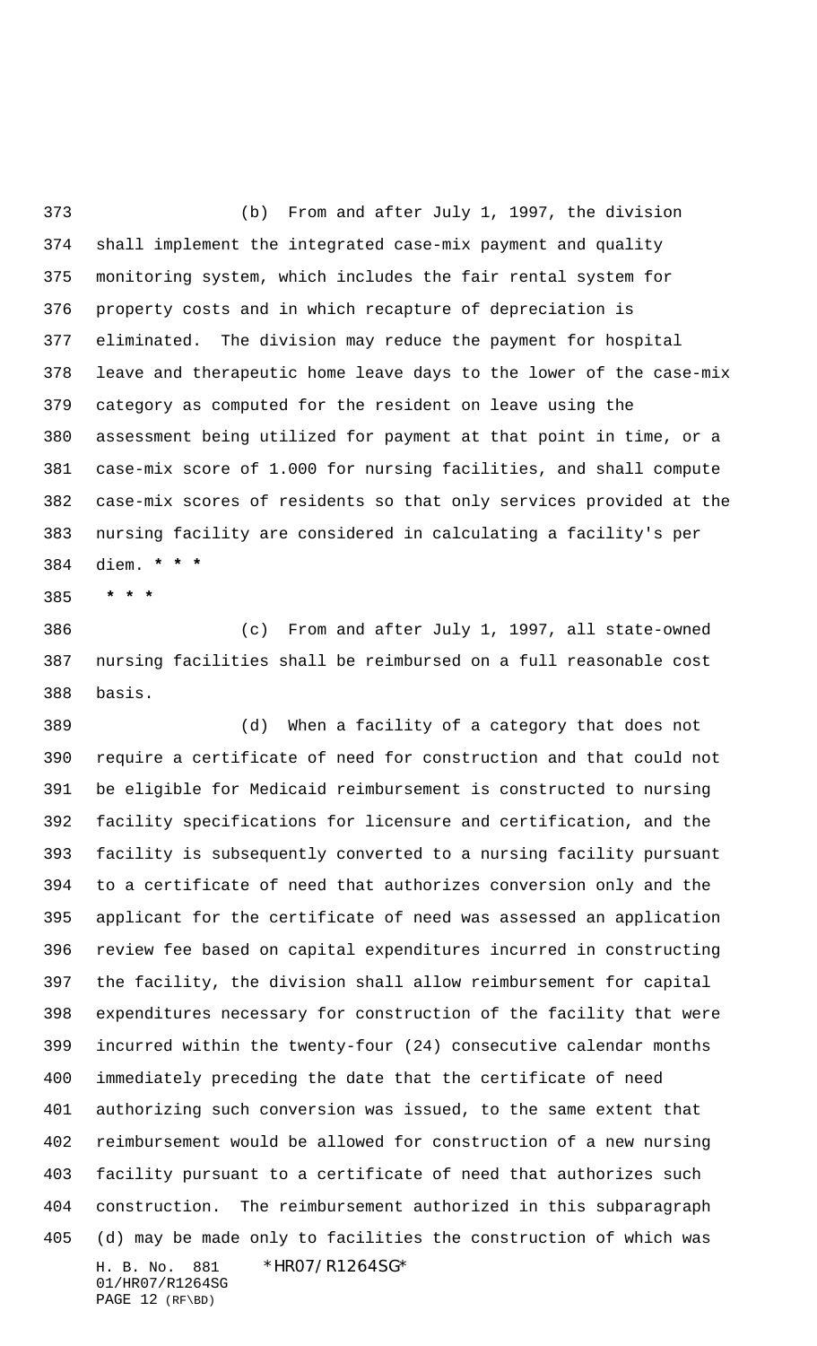(b) From and after July 1, 1997, the division shall implement the integrated case-mix payment and quality monitoring system, which includes the fair rental system for property costs and in which recapture of depreciation is eliminated. The division may reduce the payment for hospital leave and therapeutic home leave days to the lower of the case-mix category as computed for the resident on leave using the assessment being utilized for payment at that point in time, or a case-mix score of 1.000 for nursing facilities, and shall compute case-mix scores of residents so that only services provided at the nursing facility are considered in calculating a facility's per diem. * * *

* * *

(c) From and after July 1, 1997, all state-owned nursing facilities shall be reimbursed on a full reasonable cost basis.

(d) When a facility of a category that does not require a certificate of need for construction and that could not be eligible for Medicaid reimbursement is constructed to nursing facility specifications for licensure and certification, and the facility is subsequently converted to a nursing facility pursuant to a certificate of need that authorizes conversion only and the applicant for the certificate of need was assessed an application review fee based on capital expenditures incurred in constructing the facility, the division shall allow reimbursement for capital expenditures necessary for construction of the facility that were incurred within the twenty-four (24) consecutive calendar months immediately preceding the date that the certificate of need authorizing such conversion was issued, to the same extent that reimbursement would be allowed for construction of a new nursing facility pursuant to a certificate of need that authorizes such construction. The reimbursement authorized in this subparagraph (d) may be made only to facilities the construction of which was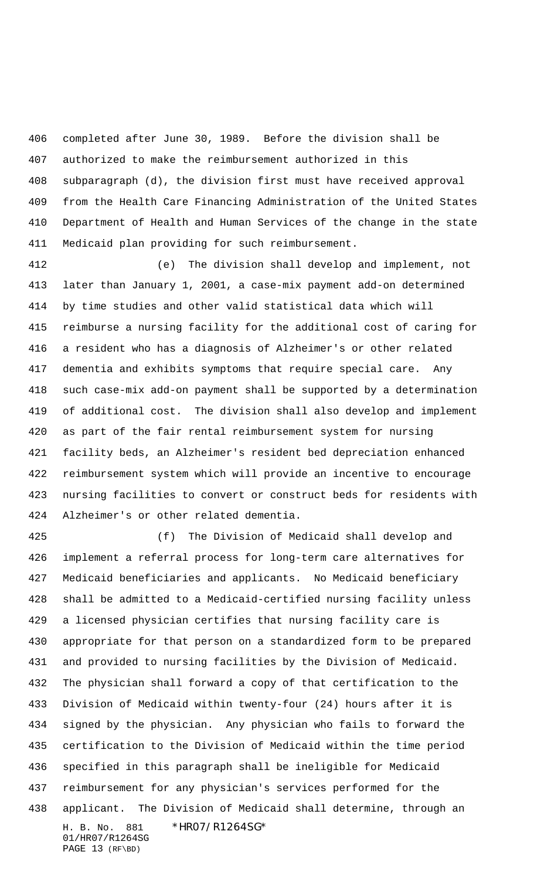completed after June 30, 1989. Before the division shall be authorized to make the reimbursement authorized in this subparagraph (d), the division first must have received approval from the Health Care Financing Administration of the United States Department of Health and Human Services of the change in the state Medicaid plan providing for such reimbursement.

(e) The division shall develop and implement, not later than January 1, 2001, a case-mix payment add-on determined by time studies and other valid statistical data which will reimburse a nursing facility for the additional cost of caring for a resident who has a diagnosis of Alzheimer's or other related dementia and exhibits symptoms that require special care. Any such case-mix add-on payment shall be supported by a determination of additional cost. The division shall also develop and implement as part of the fair rental reimbursement system for nursing facility beds, an Alzheimer's resident bed depreciation enhanced reimbursement system which will provide an incentive to encourage nursing facilities to convert or construct beds for residents with Alzheimer's or other related dementia.

(f) The Division of Medicaid shall develop and implement a referral process for long-term care alternatives for Medicaid beneficiaries and applicants. No Medicaid beneficiary shall be admitted to a Medicaid-certified nursing facility unless a licensed physician certifies that nursing facility care is appropriate for that person on a standardized form to be prepared and provided to nursing facilities by the Division of Medicaid. The physician shall forward a copy of that certification to the Division of Medicaid within twenty-four (24) hours after it is signed by the physician. Any physician who fails to forward the certification to the Division of Medicaid within the time period specified in this paragraph shall be ineligible for Medicaid reimbursement for any physician's services performed for the applicant. The Division of Medicaid shall determine, through an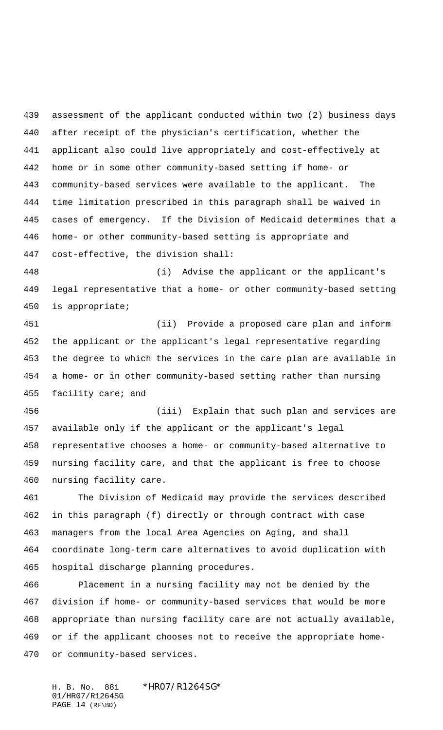assessment of the applicant conducted within two (2) business days after receipt of the physician's certification, whether the applicant also could live appropriately and cost-effectively at home or in some other community-based setting if home- or community-based services were available to the applicant. The time limitation prescribed in this paragraph shall be waived in cases of emergency. If the Division of Medicaid determines that a home- or other community-based setting is appropriate and cost-effective, the division shall:

(i) Advise the applicant or the applicant's legal representative that a home- or other community-based setting is appropriate;

(ii) Provide a proposed care plan and inform the applicant or the applicant's legal representative regarding the degree to which the services in the care plan are available in a home- or in other community-based setting rather than nursing facility care; and

(iii) Explain that such plan and services are available only if the applicant or the applicant's legal representative chooses a home- or community-based alternative to nursing facility care, and that the applicant is free to choose nursing facility care.

The Division of Medicaid may provide the services described in this paragraph (f) directly or through contract with case managers from the local Area Agencies on Aging, and shall coordinate long-term care alternatives to avoid duplication with hospital discharge planning procedures.

Placement in a nursing facility may not be denied by the division if home- or community-based services that would be more appropriate than nursing facility care are not actually available, or if the applicant chooses not to receive the appropriate home- or community-based services.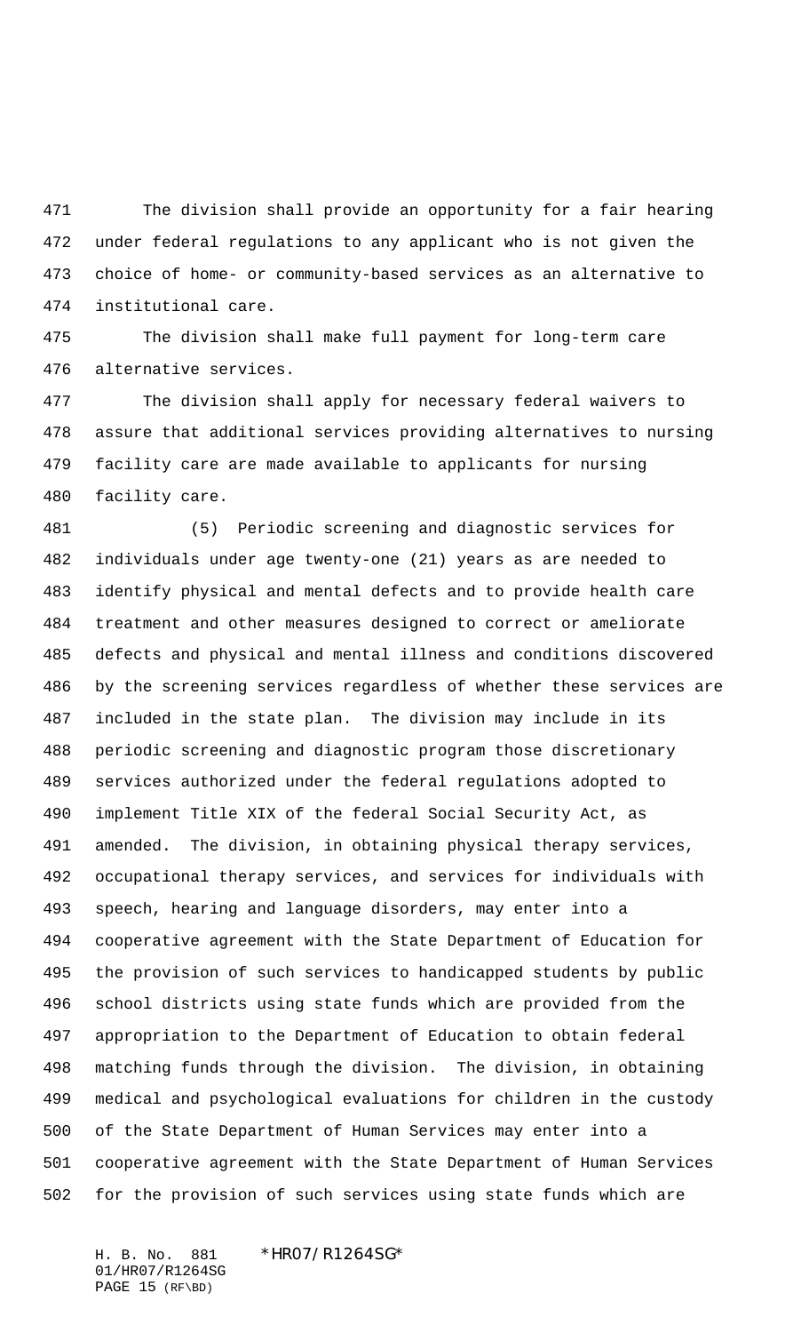The division shall provide an opportunity for a fair hearing under federal regulations to any applicant who is not given the choice of home- or community-based services as an alternative to institutional care.

The division shall make full payment for long-term care alternative services.

The division shall apply for necessary federal waivers to assure that additional services providing alternatives to nursing facility care are made available to applicants for nursing facility care.

(5) Periodic screening and diagnostic services for individuals under age twenty-one (21) years as are needed to identify physical and mental defects and to provide health care treatment and other measures designed to correct or ameliorate defects and physical and mental illness and conditions discovered by the screening services regardless of whether these services are included in the state plan. The division may include in its periodic screening and diagnostic program those discretionary services authorized under the federal regulations adopted to implement Title XIX of the federal Social Security Act, as amended. The division, in obtaining physical therapy services, occupational therapy services, and services for individuals with speech, hearing and language disorders, may enter into a cooperative agreement with the State Department of Education for the provision of such services to handicapped students by public school districts using state funds which are provided from the appropriation to the Department of Education to obtain federal matching funds through the division. The division, in obtaining medical and psychological evaluations for children in the custody of the State Department of Human Services may enter into a cooperative agreement with the State Department of Human Services for the provision of such services using state funds which are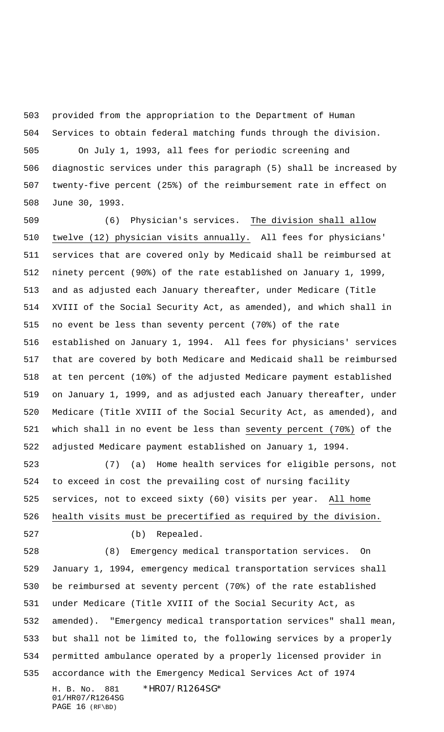provided from the appropriation to the Department of Human Services to obtain federal matching funds through the division.

On July 1, 1993, all fees for periodic screening and diagnostic services under this paragraph (5) shall be increased by twenty-five percent (25%) of the reimbursement rate in effect on June 30, 1993.

(6) Physician's services. <u>The division shall allow twelve (12) physician visits annually.</u> All fees for physicians' services that are covered only by Medicaid shall be reimbursed at ninety percent (90%) of the rate established on January 1, 1999, and as adjusted each January thereafter, under Medicare (Title XVIII of the Social Security Act, as amended), and which shall in no event be less than seventy percent (70%) of the rate established on January 1, 1994. All fees for physicians' services that are covered by both Medicare and Medicaid shall be reimbursed at ten percent (10%) of the adjusted Medicare payment established on January 1, 1999, and as adjusted each January thereafter, under Medicare (Title XVIII of the Social Security Act, as amended), and which shall in no event be less than <u>seventy percent (70%)</u> of the adjusted Medicare payment established on January 1, 1994.

(7) (a) Home health services for eligible persons, not to exceed in cost the prevailing cost of nursing facility services, not to exceed sixty (60) visits per year. <u>All home health visits must be precertified as required by the division.</u>

(b) Repealed.

(8) Emergency medical transportation services. On January 1, 1994, emergency medical transportation services shall be reimbursed at seventy percent (70%) of the rate established under Medicare (Title XVIII of the Social Security Act, as amended). "Emergency medical transportation services" shall mean, but shall not be limited to, the following services by a properly permitted ambulance operated by a properly licensed provider in accordance with the Emergency Medical Services Act of 1974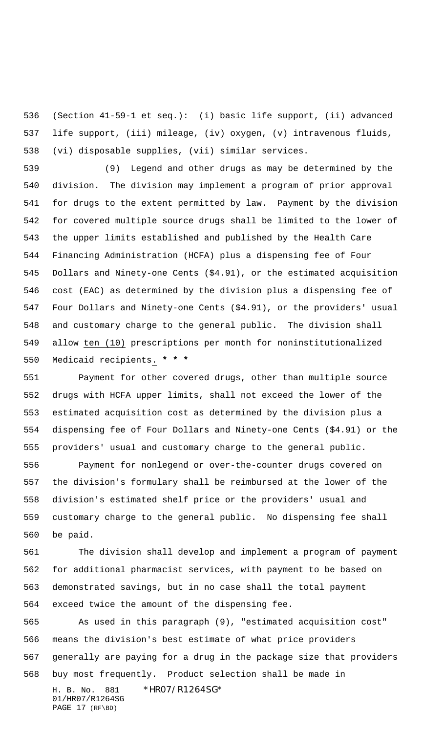(Section 41-59-1 et seq.): (i) basic life support, (ii) advanced life support, (iii) mileage, (iv) oxygen, (v) intravenous fluids, (vi) disposable supplies, (vii) similar services.

(9) Legend and other drugs as may be determined by the division. The division may implement a program of prior approval for drugs to the extent permitted by law. Payment by the division for covered multiple source drugs shall be limited to the lower of the upper limits established and published by the Health Care Financing Administration (HCFA) plus a dispensing fee of Four Dollars and Ninety-one Cents ($4.91), or the estimated acquisition cost (EAC) as determined by the division plus a dispensing fee of Four Dollars and Ninety-one Cents ($4.91), or the providers' usual and customary charge to the general public. The division shall allow ten (10) prescriptions per month for noninstitutionalized Medicaid recipients. * * *

Payment for other covered drugs, other than multiple source drugs with HCFA upper limits, shall not exceed the lower of the estimated acquisition cost as determined by the division plus a dispensing fee of Four Dollars and Ninety-one Cents ($4.91) or the providers' usual and customary charge to the general public.

Payment for nonlegend or over-the-counter drugs covered on the division's formulary shall be reimbursed at the lower of the division's estimated shelf price or the providers' usual and customary charge to the general public. No dispensing fee shall be paid.

The division shall develop and implement a program of payment for additional pharmacist services, with payment to be based on demonstrated savings, but in no case shall the total payment exceed twice the amount of the dispensing fee.

As used in this paragraph (9), "estimated acquisition cost" means the division's best estimate of what price providers generally are paying for a drug in the package size that providers buy most frequently. Product selection shall be made in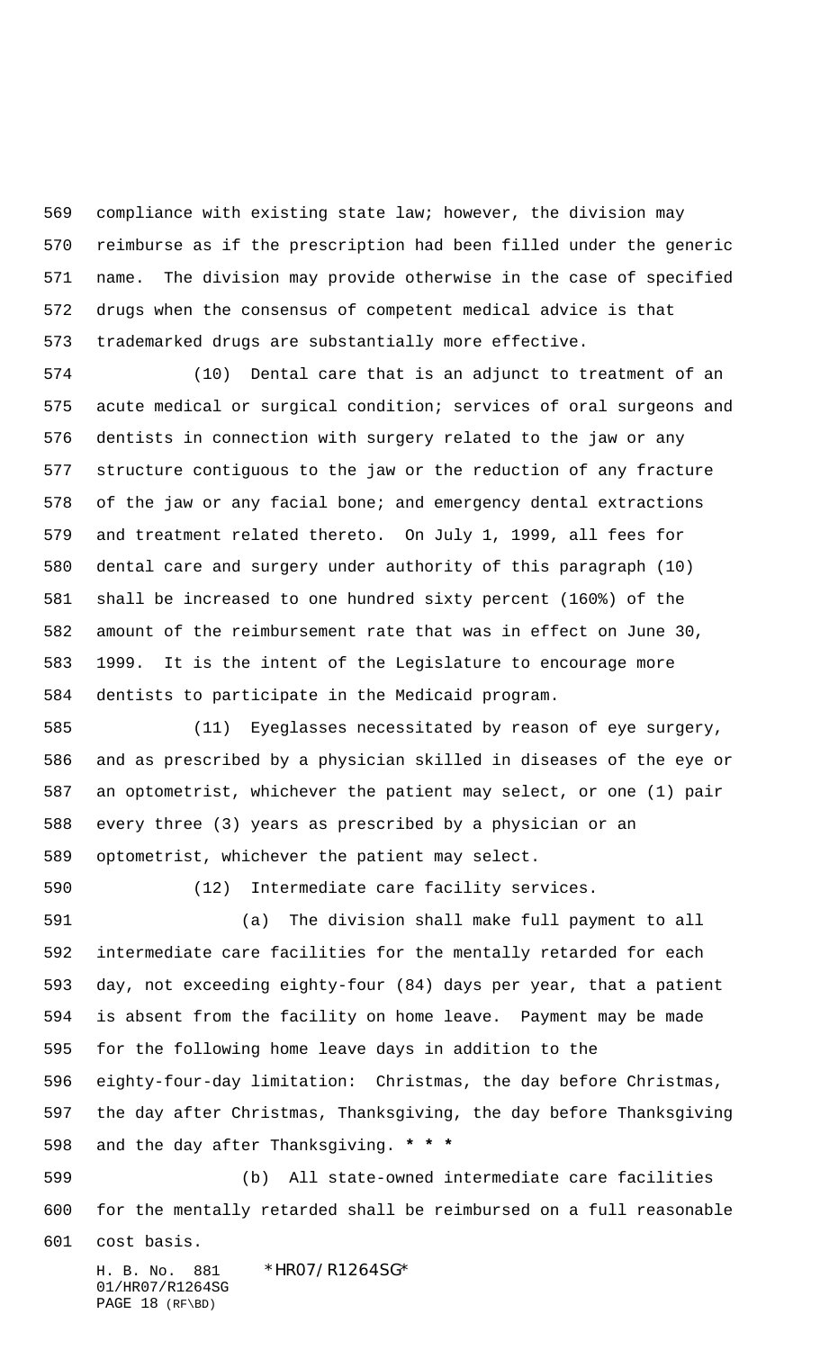compliance with existing state law; however, the division may reimburse as if the prescription had been filled under the generic name. The division may provide otherwise in the case of specified drugs when the consensus of competent medical advice is that trademarked drugs are substantially more effective.

(10) Dental care that is an adjunct to treatment of an acute medical or surgical condition; services of oral surgeons and dentists in connection with surgery related to the jaw or any structure contiguous to the jaw or the reduction of any fracture of the jaw or any facial bone; and emergency dental extractions and treatment related thereto. On July 1, 1999, all fees for dental care and surgery under authority of this paragraph (10) shall be increased to one hundred sixty percent (160%) of the amount of the reimbursement rate that was in effect on June 30, 1999. It is the intent of the Legislature to encourage more dentists to participate in the Medicaid program.

(11) Eyeglasses necessitated by reason of eye surgery, and as prescribed by a physician skilled in diseases of the eye or an optometrist, whichever the patient may select, or one (1) pair every three (3) years as prescribed by a physician or an optometrist, whichever the patient may select.

(12) Intermediate care facility services.

(a) The division shall make full payment to all intermediate care facilities for the mentally retarded for each day, not exceeding eighty-four (84) days per year, that a patient is absent from the facility on home leave. Payment may be made for the following home leave days in addition to the eighty-four-day limitation: Christmas, the day before Christmas, the day after Christmas, Thanksgiving, the day before Thanksgiving and the day after Thanksgiving. *** * ***

(b) All state-owned intermediate care facilities for the mentally retarded shall be reimbursed on a full reasonable cost basis.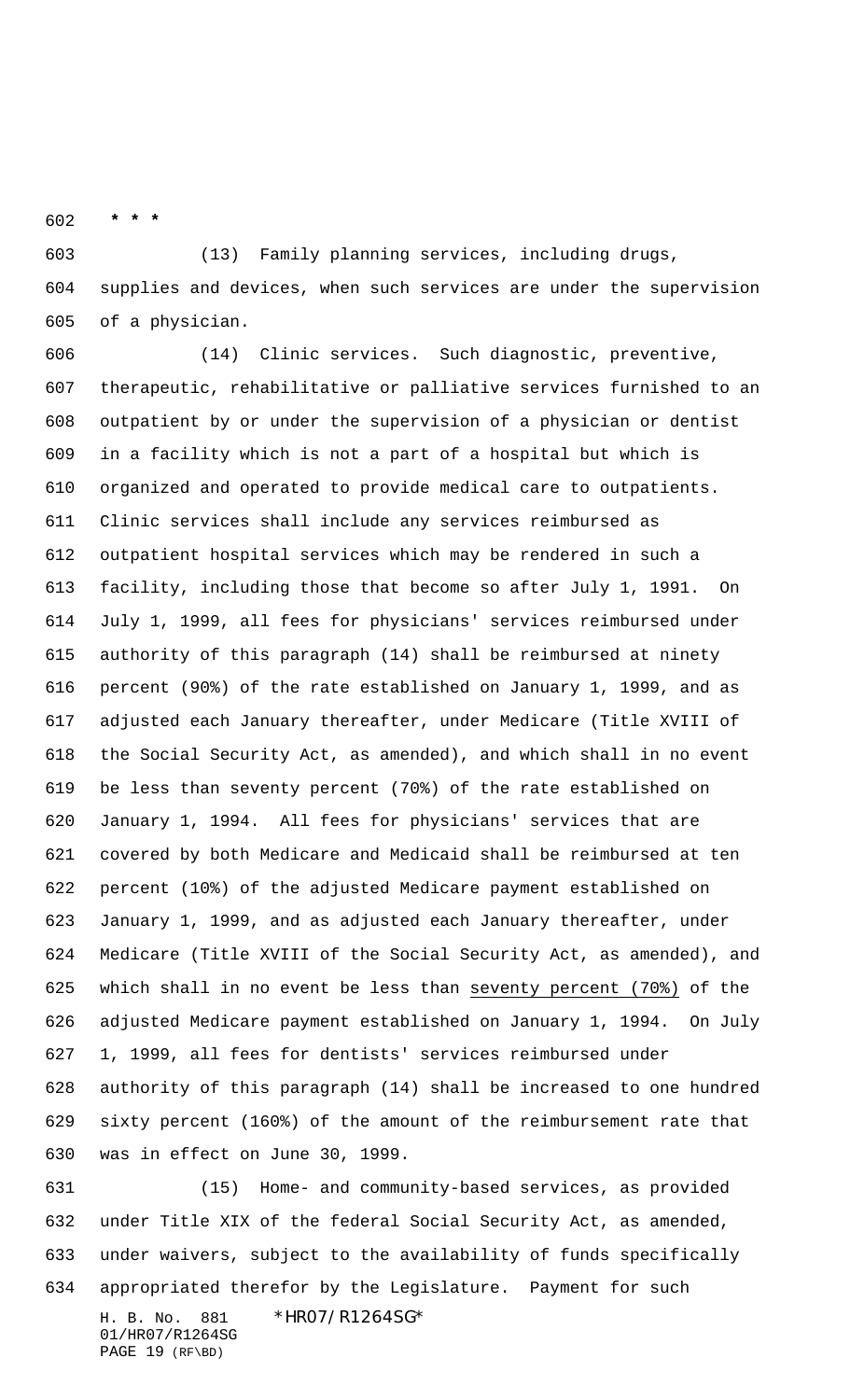* * *

(13) Family planning services, including drugs, supplies and devices, when such services are under the supervision of a physician.

(14) Clinic services. Such diagnostic, preventive, therapeutic, rehabilitative or palliative services furnished to an outpatient by or under the supervision of a physician or dentist in a facility which is not a part of a hospital but which is organized and operated to provide medical care to outpatients. Clinic services shall include any services reimbursed as outpatient hospital services which may be rendered in such a facility, including those that become so after July 1, 1991. On July 1, 1999, all fees for physicians' services reimbursed under authority of this paragraph (14) shall be reimbursed at ninety percent (90%) of the rate established on January 1, 1999, and as adjusted each January thereafter, under Medicare (Title XVIII of the Social Security Act, as amended), and which shall in no event be less than seventy percent (70%) of the rate established on January 1, 1994. All fees for physicians' services that are covered by both Medicare and Medicaid shall be reimbursed at ten percent (10%) of the adjusted Medicare payment established on January 1, 1999, and as adjusted each January thereafter, under Medicare (Title XVIII of the Social Security Act, as amended), and which shall in no event be less than seventy percent (70%) of the adjusted Medicare payment established on January 1, 1994. On July 1, 1999, all fees for dentists' services reimbursed under authority of this paragraph (14) shall be increased to one hundred sixty percent (160%) of the amount of the reimbursement rate that was in effect on June 30, 1999.

(15) Home- and community-based services, as provided under Title XIX of the federal Social Security Act, as amended, under waivers, subject to the availability of funds specifically appropriated therefor by the Legislature. Payment for such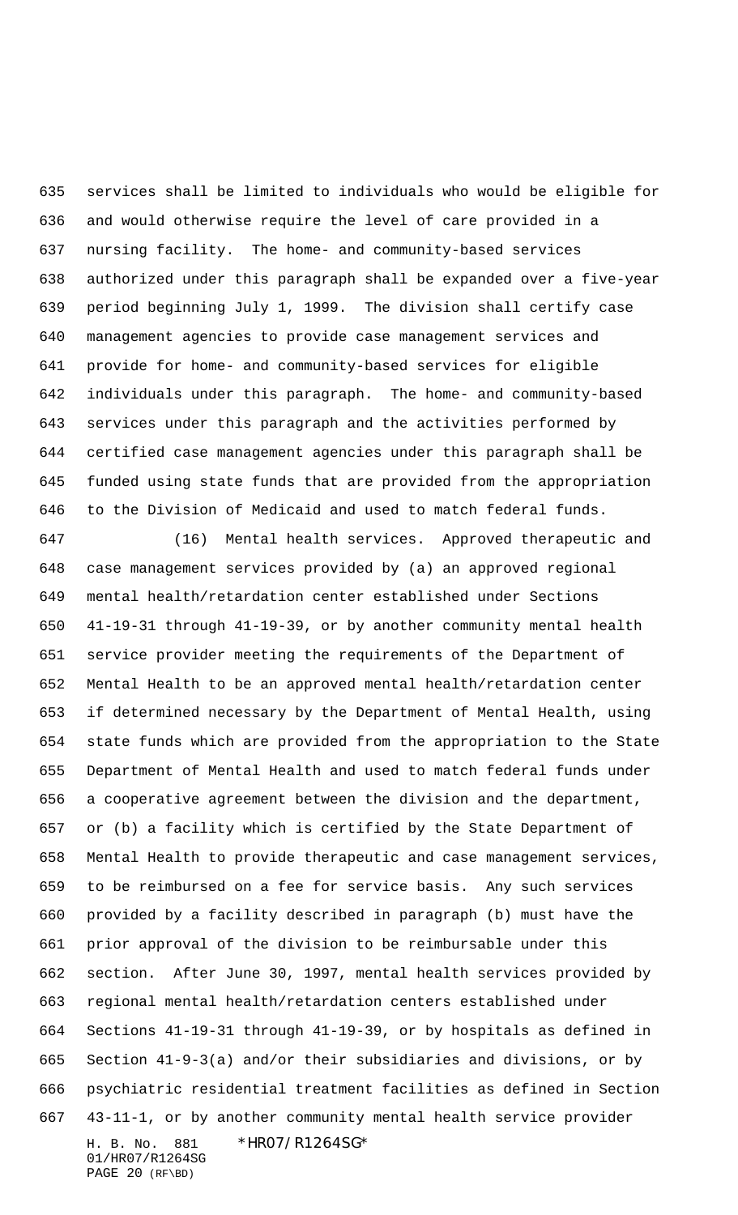services shall be limited to individuals who would be eligible for and would otherwise require the level of care provided in a nursing facility. The home- and community-based services authorized under this paragraph shall be expanded over a five-year period beginning July 1, 1999. The division shall certify case management agencies to provide case management services and provide for home- and community-based services for eligible individuals under this paragraph. The home- and community-based services under this paragraph and the activities performed by certified case management agencies under this paragraph shall be funded using state funds that are provided from the appropriation to the Division of Medicaid and used to match federal funds.

(16) Mental health services. Approved therapeutic and case management services provided by (a) an approved regional mental health/retardation center established under Sections 41-19-31 through 41-19-39, or by another community mental health service provider meeting the requirements of the Department of Mental Health to be an approved mental health/retardation center if determined necessary by the Department of Mental Health, using state funds which are provided from the appropriation to the State Department of Mental Health and used to match federal funds under a cooperative agreement between the division and the department, or (b) a facility which is certified by the State Department of Mental Health to provide therapeutic and case management services, to be reimbursed on a fee for service basis. Any such services provided by a facility described in paragraph (b) must have the prior approval of the division to be reimbursable under this section. After June 30, 1997, mental health services provided by regional mental health/retardation centers established under Sections 41-19-31 through 41-19-39, or by hospitals as defined in Section 41-9-3(a) and/or their subsidiaries and divisions, or by psychiatric residential treatment facilities as defined in Section 43-11-1, or by another community mental health service provider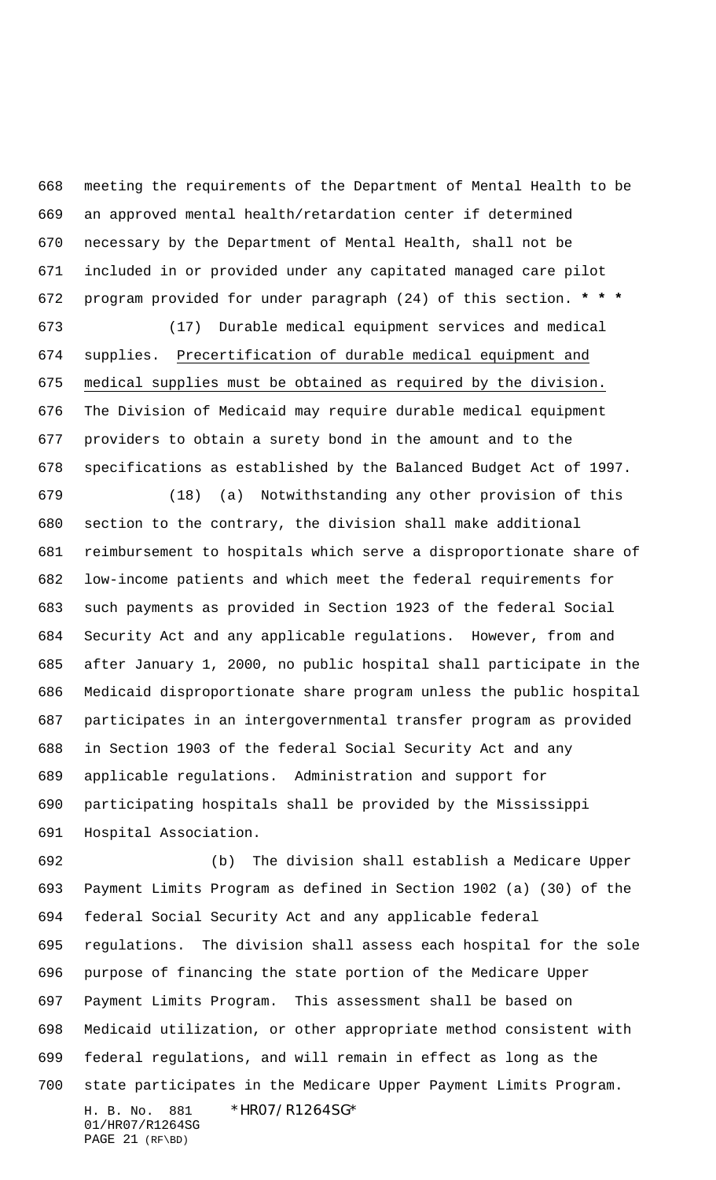meeting the requirements of the Department of Mental Health to be an approved mental health/retardation center if determined necessary by the Department of Mental Health, shall not be included in or provided under any capitated managed care pilot program provided for under paragraph (24) of this section. *** 

(17) Durable medical equipment services and medical supplies. Precertification of durable medical equipment and medical supplies must be obtained as required by the division. The Division of Medicaid may require durable medical equipment providers to obtain a surety bond in the amount and to the specifications as established by the Balanced Budget Act of 1997.

(18) (a) Notwithstanding any other provision of this section to the contrary, the division shall make additional reimbursement to hospitals which serve a disproportionate share of low-income patients and which meet the federal requirements for such payments as provided in Section 1923 of the federal Social Security Act and any applicable regulations. However, from and after January 1, 2000, no public hospital shall participate in the Medicaid disproportionate share program unless the public hospital participates in an intergovernmental transfer program as provided in Section 1903 of the federal Social Security Act and any applicable regulations. Administration and support for participating hospitals shall be provided by the Mississippi Hospital Association.

(b) The division shall establish a Medicare Upper Payment Limits Program as defined in Section 1902 (a) (30) of the federal Social Security Act and any applicable federal regulations. The division shall assess each hospital for the sole purpose of financing the state portion of the Medicare Upper Payment Limits Program. This assessment shall be based on Medicaid utilization, or other appropriate method consistent with federal regulations, and will remain in effect as long as the state participates in the Medicare Upper Payment Limits Program.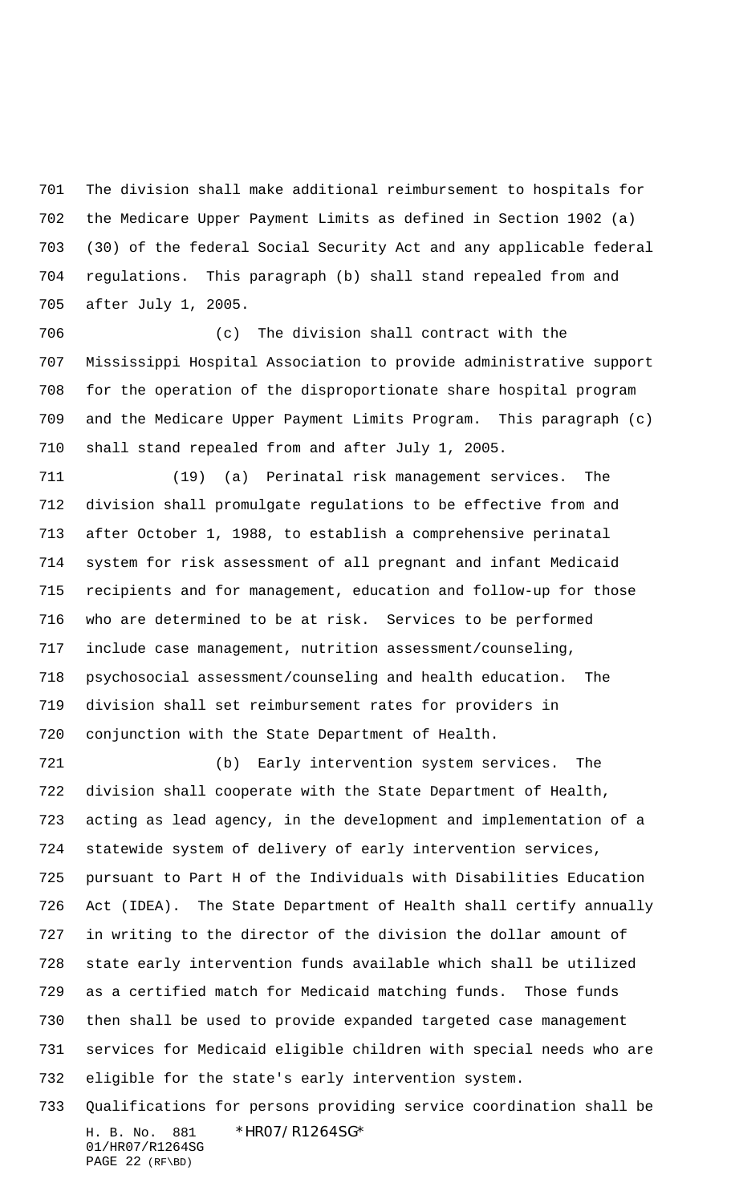The division shall make additional reimbursement to hospitals for the Medicare Upper Payment Limits as defined in Section 1902 (a) (30) of the federal Social Security Act and any applicable federal regulations. This paragraph (b) shall stand repealed from and after July 1, 2005.

(c) The division shall contract with the Mississippi Hospital Association to provide administrative support for the operation of the disproportionate share hospital program and the Medicare Upper Payment Limits Program. This paragraph (c) shall stand repealed from and after July 1, 2005.

(19) (a) Perinatal risk management services. The division shall promulgate regulations to be effective from and after October 1, 1988, to establish a comprehensive perinatal system for risk assessment of all pregnant and infant Medicaid recipients and for management, education and follow-up for those who are determined to be at risk. Services to be performed include case management, nutrition assessment/counseling, psychosocial assessment/counseling and health education. The division shall set reimbursement rates for providers in conjunction with the State Department of Health.

(b) Early intervention system services. The division shall cooperate with the State Department of Health, acting as lead agency, in the development and implementation of a statewide system of delivery of early intervention services, pursuant to Part H of the Individuals with Disabilities Education Act (IDEA). The State Department of Health shall certify annually in writing to the director of the division the dollar amount of state early intervention funds available which shall be utilized as a certified match for Medicaid matching funds. Those funds then shall be used to provide expanded targeted case management services for Medicaid eligible children with special needs who are eligible for the state's early intervention system. Qualifications for persons providing service coordination shall be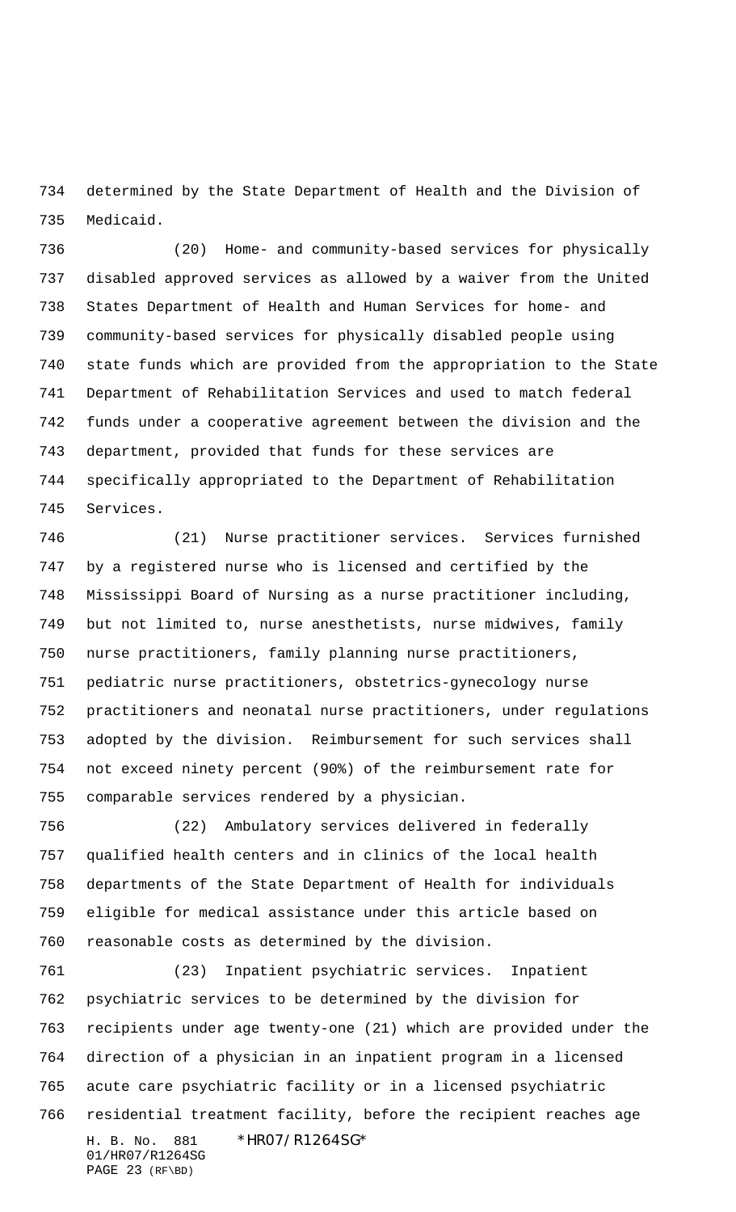determined by the State Department of Health and the Division of Medicaid.

(20) Home- and community-based services for physically disabled approved services as allowed by a waiver from the United States Department of Health and Human Services for home- and community-based services for physically disabled people using state funds which are provided from the appropriation to the State Department of Rehabilitation Services and used to match federal funds under a cooperative agreement between the division and the department, provided that funds for these services are specifically appropriated to the Department of Rehabilitation Services.

(21) Nurse practitioner services. Services furnished by a registered nurse who is licensed and certified by the Mississippi Board of Nursing as a nurse practitioner including, but not limited to, nurse anesthetists, nurse midwives, family nurse practitioners, family planning nurse practitioners, pediatric nurse practitioners, obstetrics-gynecology nurse practitioners and neonatal nurse practitioners, under regulations adopted by the division. Reimbursement for such services shall not exceed ninety percent (90%) of the reimbursement rate for comparable services rendered by a physician.

(22) Ambulatory services delivered in federally qualified health centers and in clinics of the local health departments of the State Department of Health for individuals eligible for medical assistance under this article based on reasonable costs as determined by the division.

(23) Inpatient psychiatric services. Inpatient psychiatric services to be determined by the division for recipients under age twenty-one (21) which are provided under the direction of a physician in an inpatient program in a licensed acute care psychiatric facility or in a licensed psychiatric residential treatment facility, before the recipient reaches age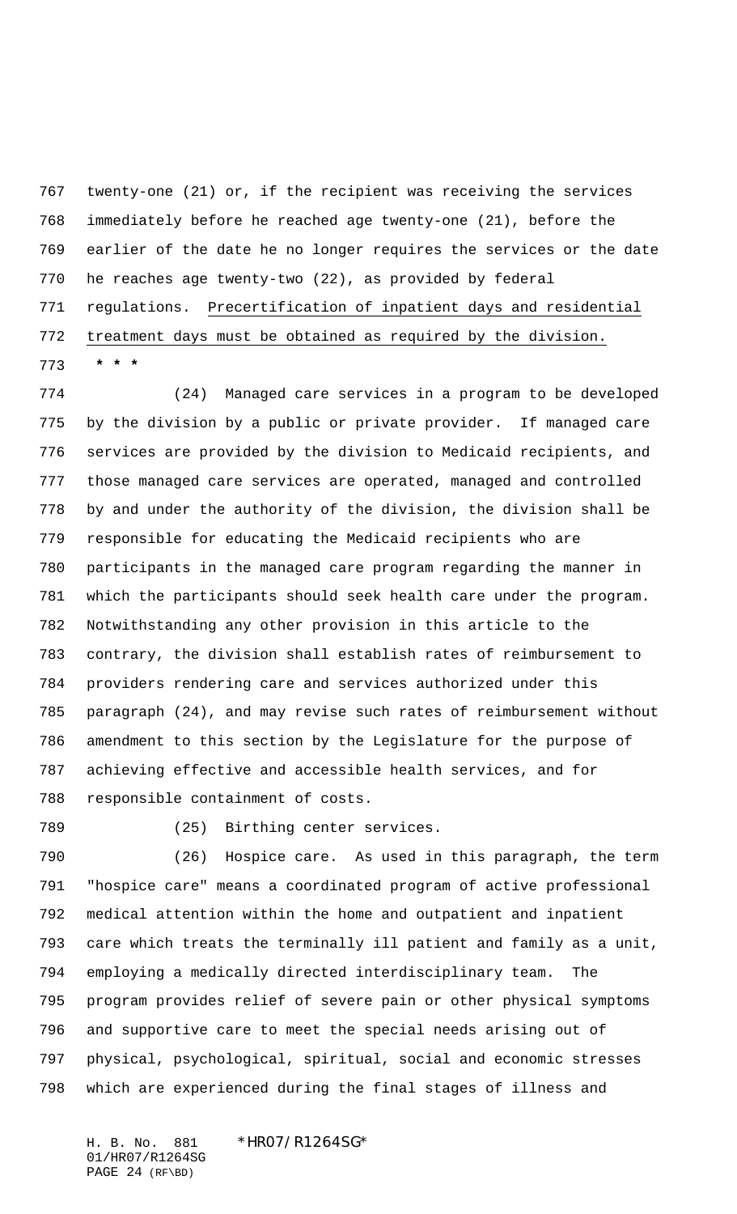twenty-one (21) or, if the recipient was receiving the services immediately before he reached age twenty-one (21), before the earlier of the date he no longer requires the services or the date he reaches age twenty-two (22), as provided by federal regulations. <u>Precertification of inpatient days and residential treatment days must be obtained as required by the division.</u>

* * *

(24) Managed care services in a program to be developed by the division by a public or private provider. If managed care services are provided by the division to Medicaid recipients, and those managed care services are operated, managed and controlled by and under the authority of the division, the division shall be responsible for educating the Medicaid recipients who are participants in the managed care program regarding the manner in which the participants should seek health care under the program. Notwithstanding any other provision in this article to the contrary, the division shall establish rates of reimbursement to providers rendering care and services authorized under this paragraph (24), and may revise such rates of reimbursement without amendment to this section by the Legislature for the purpose of achieving effective and accessible health services, and for responsible containment of costs.

(25) Birthing center services.

(26) Hospice care. As used in this paragraph, the term "hospice care" means a coordinated program of active professional medical attention within the home and outpatient and inpatient care which treats the terminally ill patient and family as a unit, employing a medically directed interdisciplinary team. The program provides relief of severe pain or other physical symptoms and supportive care to meet the special needs arising out of physical, psychological, spiritual, social and economic stresses which are experienced during the final stages of illness and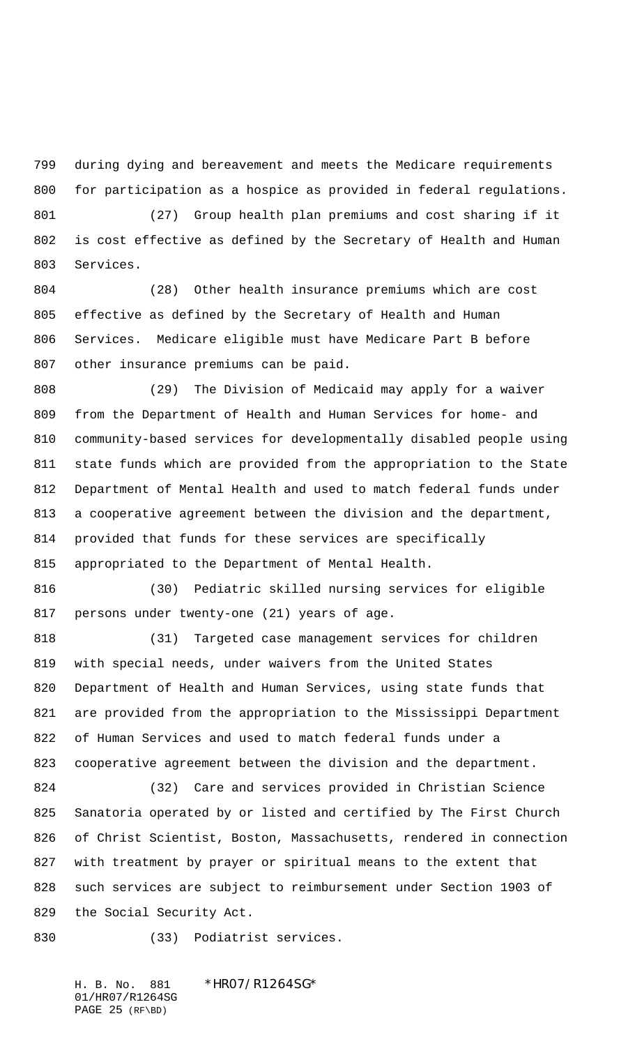during dying and bereavement and meets the Medicare requirements for participation as a hospice as provided in federal regulations.

(27) Group health plan premiums and cost sharing if it is cost effective as defined by the Secretary of Health and Human Services.

(28) Other health insurance premiums which are cost effective as defined by the Secretary of Health and Human Services. Medicare eligible must have Medicare Part B before other insurance premiums can be paid.

(29) The Division of Medicaid may apply for a waiver from the Department of Health and Human Services for home- and community-based services for developmentally disabled people using state funds which are provided from the appropriation to the State Department of Mental Health and used to match federal funds under a cooperative agreement between the division and the department, provided that funds for these services are specifically appropriated to the Department of Mental Health.

(30) Pediatric skilled nursing services for eligible persons under twenty-one (21) years of age.

(31) Targeted case management services for children with special needs, under waivers from the United States Department of Health and Human Services, using state funds that are provided from the appropriation to the Mississippi Department of Human Services and used to match federal funds under a cooperative agreement between the division and the department.

(32) Care and services provided in Christian Science Sanatoria operated by or listed and certified by The First Church of Christ Scientist, Boston, Massachusetts, rendered in connection with treatment by prayer or spiritual means to the extent that such services are subject to reimbursement under Section 1903 of the Social Security Act.

(33) Podiatrist services.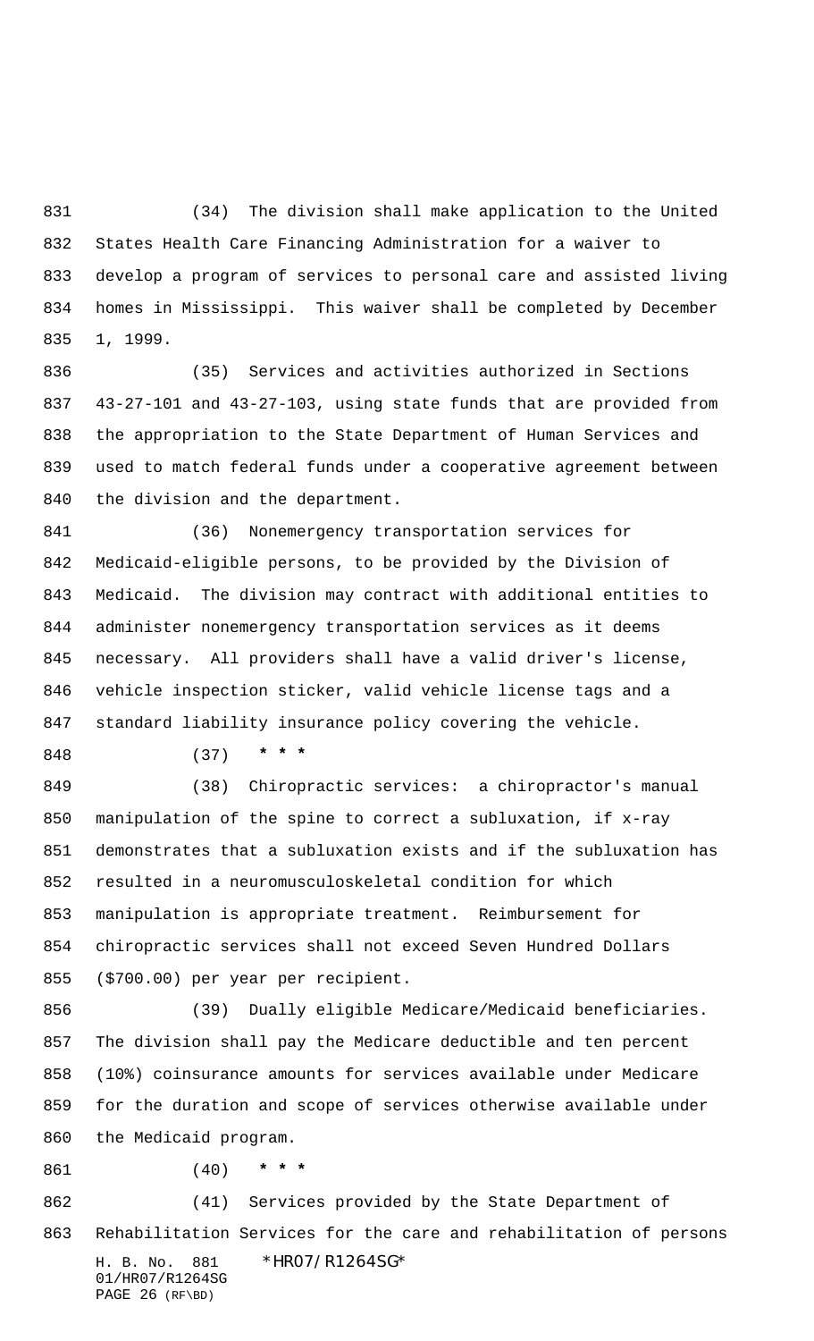(34) The division shall make application to the United States Health Care Financing Administration for a waiver to develop a program of services to personal care and assisted living homes in Mississippi. This waiver shall be completed by December 1, 1999.

(35) Services and activities authorized in Sections 43-27-101 and 43-27-103, using state funds that are provided from the appropriation to the State Department of Human Services and used to match federal funds under a cooperative agreement between the division and the department.

(36) Nonemergency transportation services for Medicaid-eligible persons, to be provided by the Division of Medicaid. The division may contract with additional entities to administer nonemergency transportation services as it deems necessary. All providers shall have a valid driver's license, vehicle inspection sticker, valid vehicle license tags and a standard liability insurance policy covering the vehicle.

(37) *** * * ***

(38) Chiropractic services: a chiropractor's manual manipulation of the spine to correct a subluxation, if x-ray demonstrates that a subluxation exists and if the subluxation has resulted in a neuromusculoskeletal condition for which manipulation is appropriate treatment. Reimbursement for chiropractic services shall not exceed Seven Hundred Dollars ($700.00) per year per recipient.

(39) Dually eligible Medicare/Medicaid beneficiaries. The division shall pay the Medicare deductible and ten percent (10%) coinsurance amounts for services available under Medicare for the duration and scope of services otherwise available under the Medicaid program.

(40) *** * * ***

(41) Services provided by the State Department of Rehabilitation Services for the care and rehabilitation of persons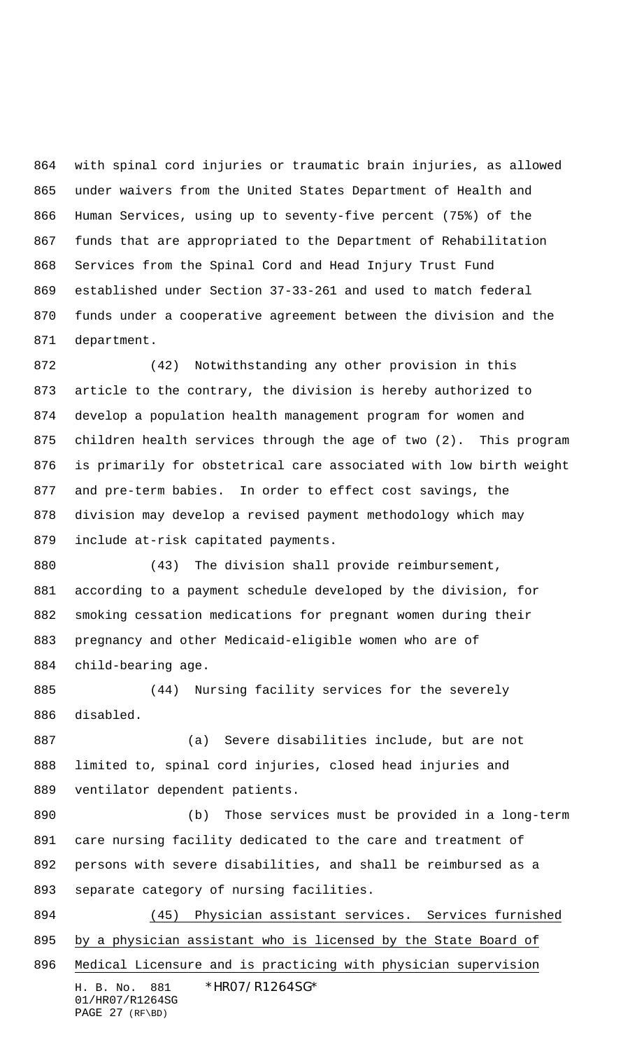with spinal cord injuries or traumatic brain injuries, as allowed under waivers from the United States Department of Health and Human Services, using up to seventy-five percent (75%) of the funds that are appropriated to the Department of Rehabilitation Services from the Spinal Cord and Head Injury Trust Fund established under Section 37-33-261 and used to match federal funds under a cooperative agreement between the division and the department.

(42) Notwithstanding any other provision in this article to the contrary, the division is hereby authorized to develop a population health management program for women and children health services through the age of two (2). This program is primarily for obstetrical care associated with low birth weight and pre-term babies. In order to effect cost savings, the division may develop a revised payment methodology which may include at-risk capitated payments.

(43) The division shall provide reimbursement, according to a payment schedule developed by the division, for smoking cessation medications for pregnant women during their pregnancy and other Medicaid-eligible women who are of child-bearing age.

(44) Nursing facility services for the severely disabled.

(a) Severe disabilities include, but are not limited to, spinal cord injuries, closed head injuries and ventilator dependent patients.

(b) Those services must be provided in a long-term care nursing facility dedicated to the care and treatment of persons with severe disabilities, and shall be reimbursed as a separate category of nursing facilities.

<u>(45) Physician assistant services. Services furnished by a physician assistant who is licensed by the State Board of Medical Licensure and is practicing with physician supervision</u>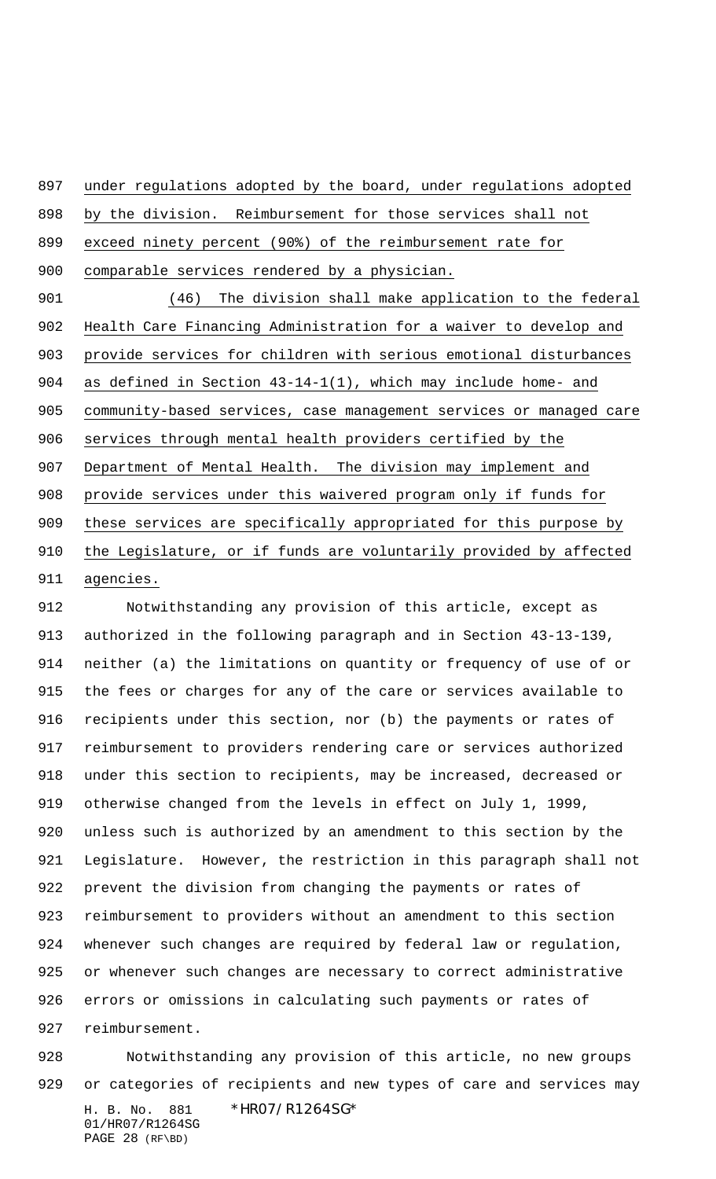under regulations adopted by the board, under regulations adopted by the division. Reimbursement for those services shall not exceed ninety percent (90%) of the reimbursement rate for comparable services rendered by a physician.

(46) The division shall make application to the federal Health Care Financing Administration for a waiver to develop and provide services for children with serious emotional disturbances as defined in Section 43-14-1(1), which may include home- and community-based services, case management services or managed care services through mental health providers certified by the Department of Mental Health. The division may implement and provide services under this waivered program only if funds for these services are specifically appropriated for this purpose by the Legislature, or if funds are voluntarily provided by affected agencies.

Notwithstanding any provision of this article, except as authorized in the following paragraph and in Section 43-13-139, neither (a) the limitations on quantity or frequency of use of or the fees or charges for any of the care or services available to recipients under this section, nor (b) the payments or rates of reimbursement to providers rendering care or services authorized under this section to recipients, may be increased, decreased or otherwise changed from the levels in effect on July 1, 1999, unless such is authorized by an amendment to this section by the Legislature. However, the restriction in this paragraph shall not prevent the division from changing the payments or rates of reimbursement to providers without an amendment to this section whenever such changes are required by federal law or regulation, or whenever such changes are necessary to correct administrative errors or omissions in calculating such payments or rates of reimbursement.

Notwithstanding any provision of this article, no new groups or categories of recipients and new types of care and services may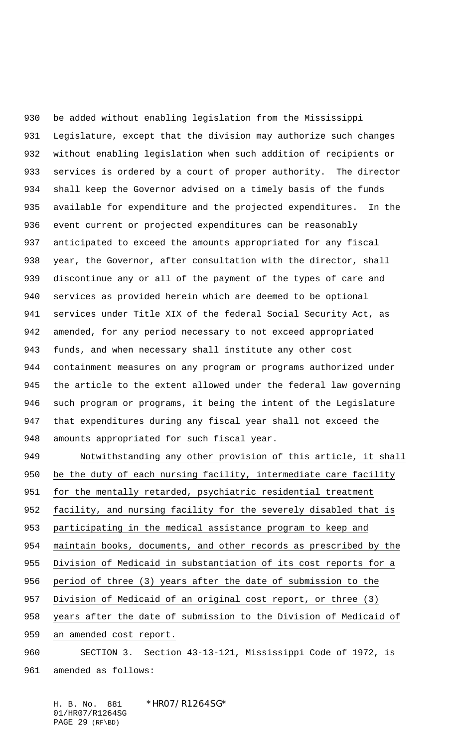be added without enabling legislation from the Mississippi Legislature, except that the division may authorize such changes without enabling legislation when such addition of recipients or services is ordered by a court of proper authority. The director shall keep the Governor advised on a timely basis of the funds available for expenditure and the projected expenditures. In the event current or projected expenditures can be reasonably anticipated to exceed the amounts appropriated for any fiscal year, the Governor, after consultation with the director, shall discontinue any or all of the payment of the types of care and services as provided herein which are deemed to be optional services under Title XIX of the federal Social Security Act, as amended, for any period necessary to not exceed appropriated funds, and when necessary shall institute any other cost containment measures on any program or programs authorized under the article to the extent allowed under the federal law governing such program or programs, it being the intent of the Legislature that expenditures during any fiscal year shall not exceed the amounts appropriated for such fiscal year.

Notwithstanding any other provision of this article, it shall be the duty of each nursing facility, intermediate care facility for the mentally retarded, psychiatric residential treatment facility, and nursing facility for the severely disabled that is participating in the medical assistance program to keep and maintain books, documents, and other records as prescribed by the Division of Medicaid in substantiation of its cost reports for a period of three (3) years after the date of submission to the Division of Medicaid of an original cost report, or three (3) years after the date of submission to the Division of Medicaid of an amended cost report.

SECTION 3. Section 43-13-121, Mississippi Code of 1972, is amended as follows: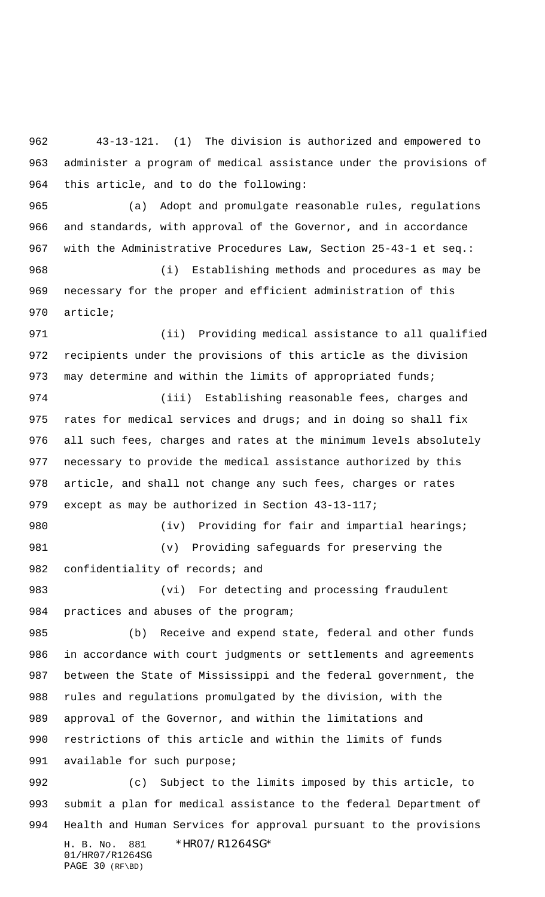43-13-121. (1) The division is authorized and empowered to administer a program of medical assistance under the provisions of this article, and to do the following:

(a) Adopt and promulgate reasonable rules, regulations and standards, with approval of the Governor, and in accordance with the Administrative Procedures Law, Section 25-43-1 et seq.:

(i) Establishing methods and procedures as may be necessary for the proper and efficient administration of this article;

(ii) Providing medical assistance to all qualified recipients under the provisions of this article as the division may determine and within the limits of appropriated funds;

(iii) Establishing reasonable fees, charges and rates for medical services and drugs; and in doing so shall fix all such fees, charges and rates at the minimum levels absolutely necessary to provide the medical assistance authorized by this article, and shall not change any such fees, charges or rates except as may be authorized in Section 43-13-117;

(iv) Providing for fair and impartial hearings;

(v) Providing safeguards for preserving the confidentiality of records; and

(vi) For detecting and processing fraudulent practices and abuses of the program;

(b) Receive and expend state, federal and other funds in accordance with court judgments or settlements and agreements between the State of Mississippi and the federal government, the rules and regulations promulgated by the division, with the approval of the Governor, and within the limitations and restrictions of this article and within the limits of funds available for such purpose;

(c) Subject to the limits imposed by this article, to submit a plan for medical assistance to the federal Department of Health and Human Services for approval pursuant to the provisions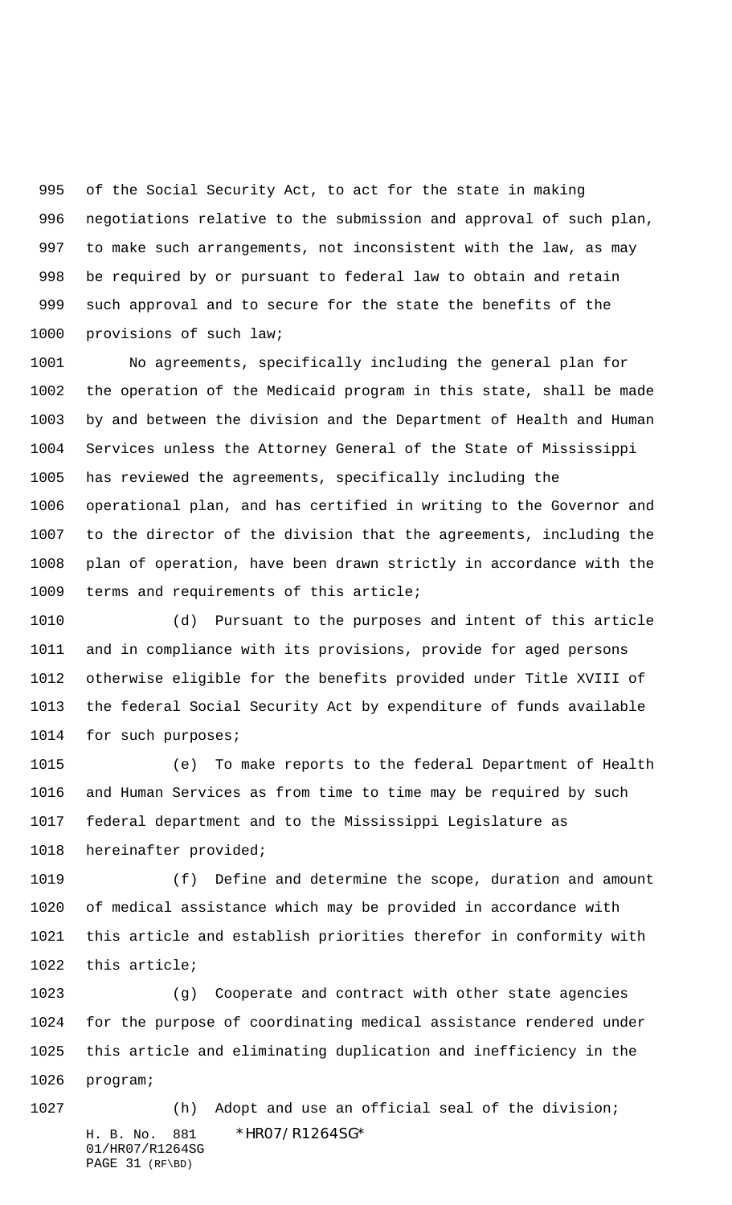of the Social Security Act, to act for the state in making negotiations relative to the submission and approval of such plan, to make such arrangements, not inconsistent with the law, as may be required by or pursuant to federal law to obtain and retain such approval and to secure for the state the benefits of the provisions of such law;

No agreements, specifically including the general plan for the operation of the Medicaid program in this state, shall be made by and between the division and the Department of Health and Human Services unless the Attorney General of the State of Mississippi has reviewed the agreements, specifically including the operational plan, and has certified in writing to the Governor and to the director of the division that the agreements, including the plan of operation, have been drawn strictly in accordance with the terms and requirements of this article;

(d) Pursuant to the purposes and intent of this article and in compliance with its provisions, provide for aged persons otherwise eligible for the benefits provided under Title XVIII of the federal Social Security Act by expenditure of funds available for such purposes;

(e) To make reports to the federal Department of Health and Human Services as from time to time may be required by such federal department and to the Mississippi Legislature as hereinafter provided;

(f) Define and determine the scope, duration and amount of medical assistance which may be provided in accordance with this article and establish priorities therefor in conformity with this article;

(g) Cooperate and contract with other state agencies for the purpose of coordinating medical assistance rendered under this article and eliminating duplication and inefficiency in the program;

(h) Adopt and use an official seal of the division;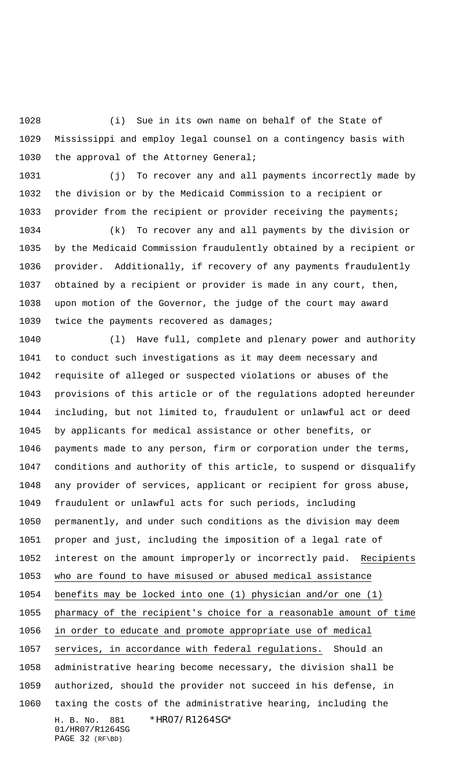(i) Sue in its own name on behalf of the State of Mississippi and employ legal counsel on a contingency basis with the approval of the Attorney General;

(j) To recover any and all payments incorrectly made by the division or by the Medicaid Commission to a recipient or provider from the recipient or provider receiving the payments;

(k) To recover any and all payments by the division or by the Medicaid Commission fraudulently obtained by a recipient or provider. Additionally, if recovery of any payments fraudulently obtained by a recipient or provider is made in any court, then, upon motion of the Governor, the judge of the court may award twice the payments recovered as damages;

(l) Have full, complete and plenary power and authority to conduct such investigations as it may deem necessary and requisite of alleged or suspected violations or abuses of the provisions of this article or of the regulations adopted hereunder including, but not limited to, fraudulent or unlawful act or deed by applicants for medical assistance or other benefits, or payments made to any person, firm or corporation under the terms, conditions and authority of this article, to suspend or disqualify any provider of services, applicant or recipient for gross abuse, fraudulent or unlawful acts for such periods, including permanently, and under such conditions as the division may deem proper and just, including the imposition of a legal rate of interest on the amount improperly or incorrectly paid. Recipients who are found to have misused or abused medical assistance benefits may be locked into one (1) physician and/or one (1) pharmacy of the recipient's choice for a reasonable amount of time in order to educate and promote appropriate use of medical services, in accordance with federal regulations. Should an administrative hearing become necessary, the division shall be authorized, should the provider not succeed in his defense, in taxing the costs of the administrative hearing, including the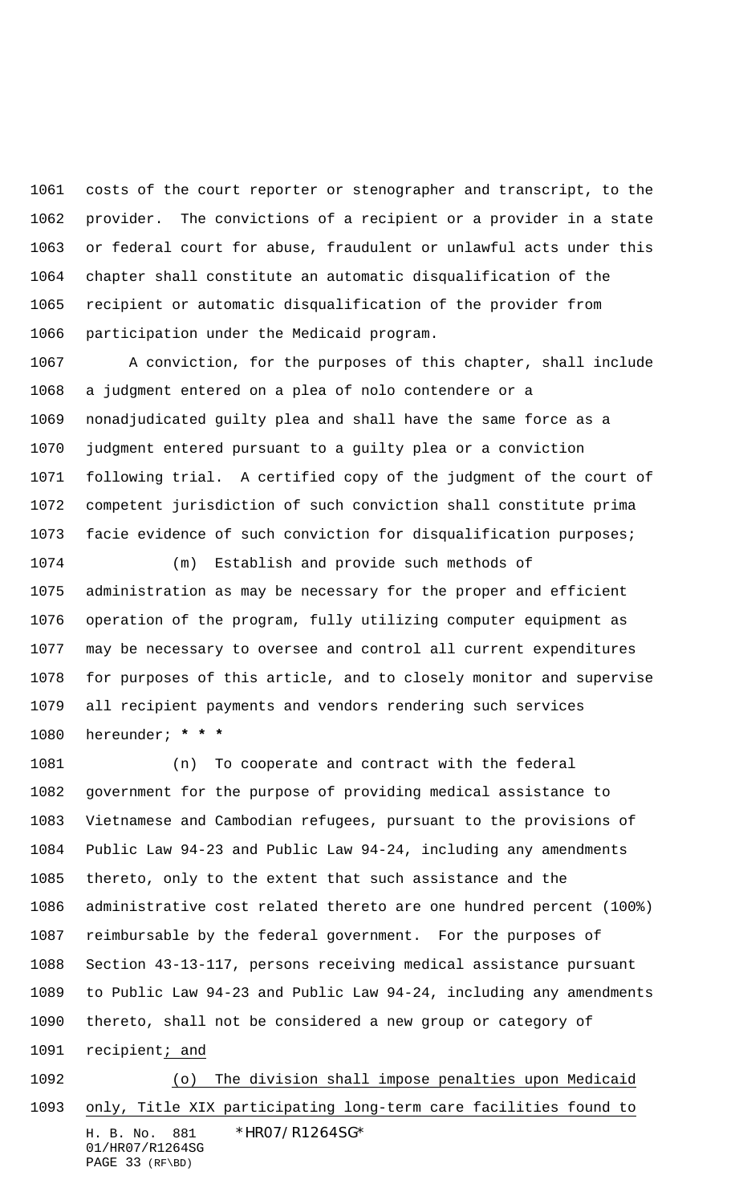costs of the court reporter or stenographer and transcript, to the provider. The convictions of a recipient or a provider in a state or federal court for abuse, fraudulent or unlawful acts under this chapter shall constitute an automatic disqualification of the recipient or automatic disqualification of the provider from participation under the Medicaid program.

A conviction, for the purposes of this chapter, shall include a judgment entered on a plea of nolo contendere or a nonadjudicated guilty plea and shall have the same force as a judgment entered pursuant to a guilty plea or a conviction following trial. A certified copy of the judgment of the court of competent jurisdiction of such conviction shall constitute prima facie evidence of such conviction for disqualification purposes;

(m) Establish and provide such methods of administration as may be necessary for the proper and efficient operation of the program, fully utilizing computer equipment as may be necessary to oversee and control all current expenditures for purposes of this article, and to closely monitor and supervise all recipient payments and vendors rendering such services hereunder; **\* \* \***

(n) To cooperate and contract with the federal government for the purpose of providing medical assistance to Vietnamese and Cambodian refugees, pursuant to the provisions of Public Law 94-23 and Public Law 94-24, including any amendments thereto, only to the extent that such assistance and the administrative cost related thereto are one hundred percent (100%) reimbursable by the federal government. For the purposes of Section 43-13-117, persons receiving medical assistance pursuant to Public Law 94-23 and Public Law 94-24, including any amendments thereto, shall not be considered a new group or category of recipient<u>; and</u>

<u>(o) The division shall impose penalties upon Medicaid only, Title XIX participating long-term care facilities found to</u>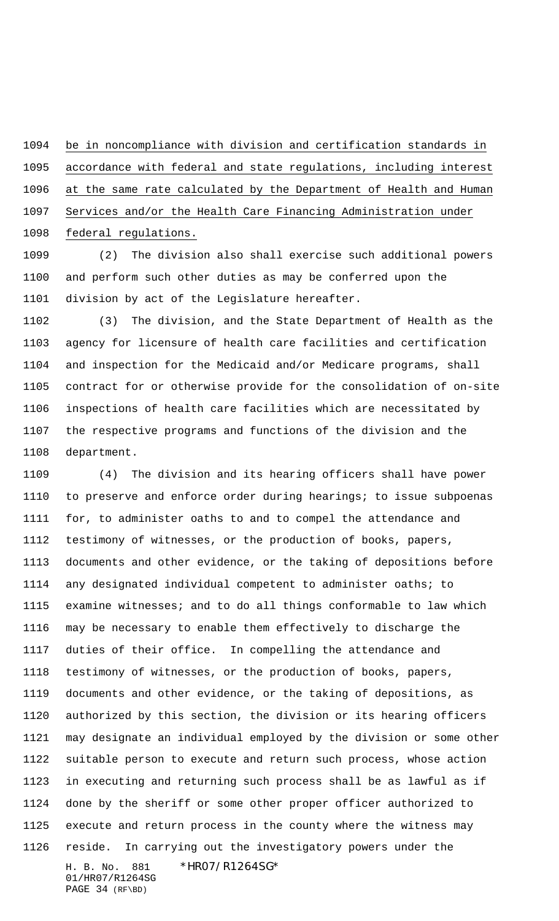be in noncompliance with division and certification standards in accordance with federal and state regulations, including interest at the same rate calculated by the Department of Health and Human Services and/or the Health Care Financing Administration under federal regulations.

(2) The division also shall exercise such additional powers and perform such other duties as may be conferred upon the division by act of the Legislature hereafter.

(3) The division, and the State Department of Health as the agency for licensure of health care facilities and certification and inspection for the Medicaid and/or Medicare programs, shall contract for or otherwise provide for the consolidation of on-site inspections of health care facilities which are necessitated by the respective programs and functions of the division and the department.

(4) The division and its hearing officers shall have power to preserve and enforce order during hearings; to issue subpoenas for, to administer oaths to and to compel the attendance and testimony of witnesses, or the production of books, papers, documents and other evidence, or the taking of depositions before any designated individual competent to administer oaths; to examine witnesses; and to do all things conformable to law which may be necessary to enable them effectively to discharge the duties of their office. In compelling the attendance and testimony of witnesses, or the production of books, papers, documents and other evidence, or the taking of depositions, as authorized by this section, the division or its hearing officers may designate an individual employed by the division or some other suitable person to execute and return such process, whose action in executing and returning such process shall be as lawful as if done by the sheriff or some other proper officer authorized to execute and return process in the county where the witness may reside. In carrying out the investigatory powers under the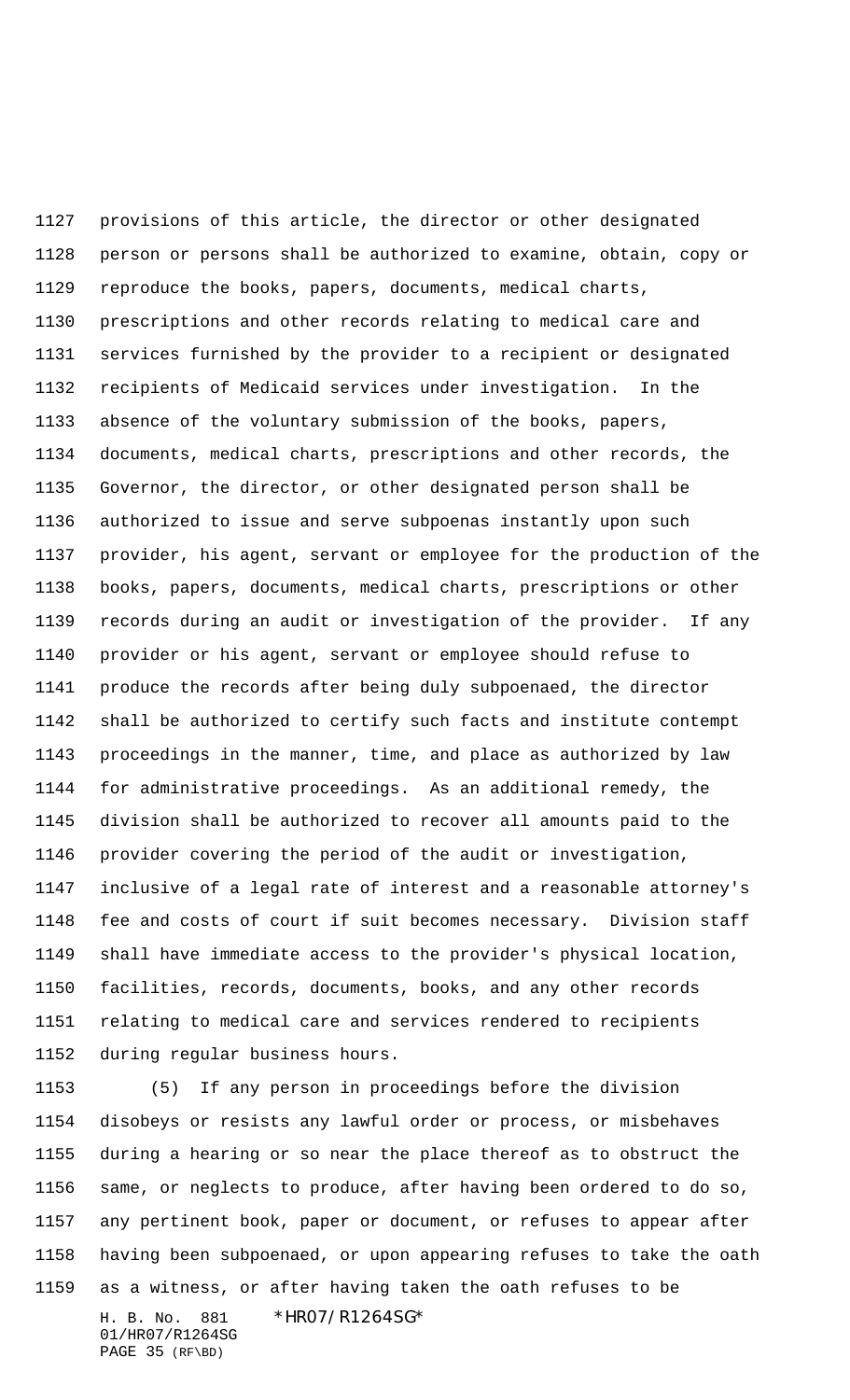provisions of this article, the director or other designated person or persons shall be authorized to examine, obtain, copy or reproduce the books, papers, documents, medical charts, prescriptions and other records relating to medical care and services furnished by the provider to a recipient or designated recipients of Medicaid services under investigation. In the absence of the voluntary submission of the books, papers, documents, medical charts, prescriptions and other records, the Governor, the director, or other designated person shall be authorized to issue and serve subpoenas instantly upon such provider, his agent, servant or employee for the production of the books, papers, documents, medical charts, prescriptions or other records during an audit or investigation of the provider. If any provider or his agent, servant or employee should refuse to produce the records after being duly subpoenaed, the director shall be authorized to certify such facts and institute contempt proceedings in the manner, time, and place as authorized by law for administrative proceedings. As an additional remedy, the division shall be authorized to recover all amounts paid to the provider covering the period of the audit or investigation, inclusive of a legal rate of interest and a reasonable attorney's fee and costs of court if suit becomes necessary. Division staff shall have immediate access to the provider's physical location, facilities, records, documents, books, and any other records relating to medical care and services rendered to recipients during regular business hours.

(5) If any person in proceedings before the division disobeys or resists any lawful order or process, or misbehaves during a hearing or so near the place thereof as to obstruct the same, or neglects to produce, after having been ordered to do so, any pertinent book, paper or document, or refuses to appear after having been subpoenaed, or upon appearing refuses to take the oath as a witness, or after having taken the oath refuses to be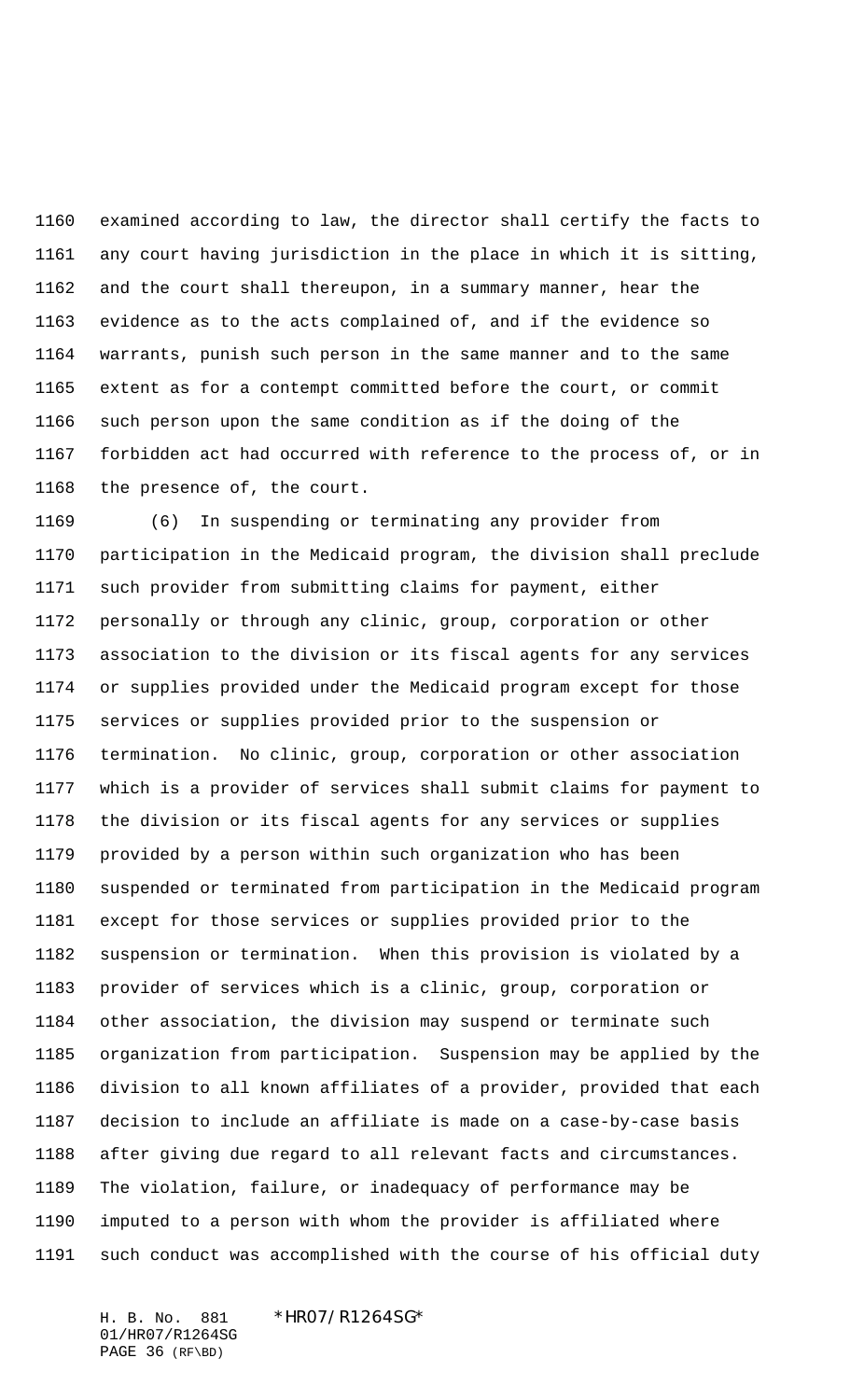examined according to law, the director shall certify the facts to any court having jurisdiction in the place in which it is sitting, and the court shall thereupon, in a summary manner, hear the evidence as to the acts complained of, and if the evidence so warrants, punish such person in the same manner and to the same extent as for a contempt committed before the court, or commit such person upon the same condition as if the doing of the forbidden act had occurred with reference to the process of, or in the presence of, the court.

(6) In suspending or terminating any provider from participation in the Medicaid program, the division shall preclude such provider from submitting claims for payment, either personally or through any clinic, group, corporation or other association to the division or its fiscal agents for any services or supplies provided under the Medicaid program except for those services or supplies provided prior to the suspension or termination. No clinic, group, corporation or other association which is a provider of services shall submit claims for payment to the division or its fiscal agents for any services or supplies provided by a person within such organization who has been suspended or terminated from participation in the Medicaid program except for those services or supplies provided prior to the suspension or termination. When this provision is violated by a provider of services which is a clinic, group, corporation or other association, the division may suspend or terminate such organization from participation. Suspension may be applied by the division to all known affiliates of a provider, provided that each decision to include an affiliate is made on a case-by-case basis after giving due regard to all relevant facts and circumstances. The violation, failure, or inadequacy of performance may be imputed to a person with whom the provider is affiliated where such conduct was accomplished with the course of his official duty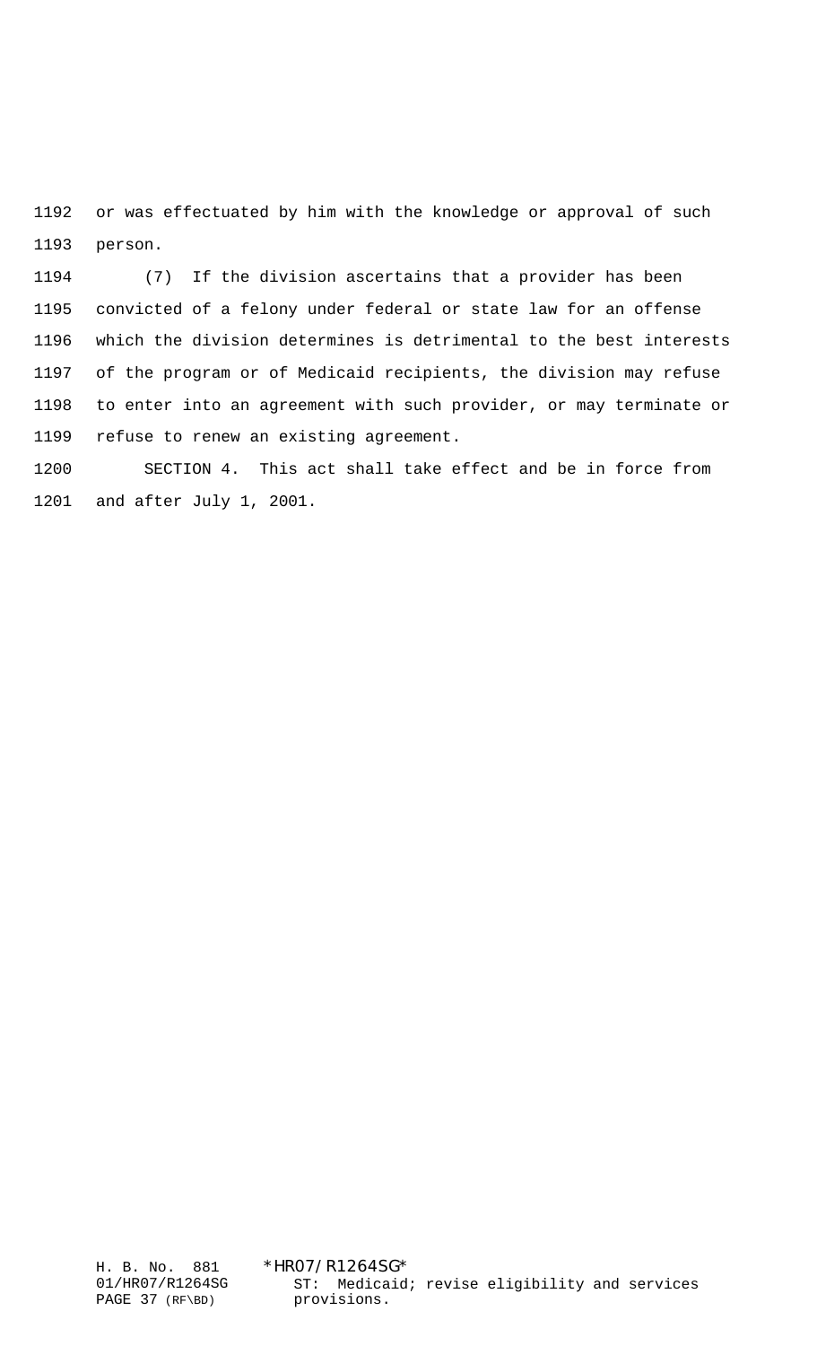or was effectuated by him with the knowledge or approval of such person.

(7) If the division ascertains that a provider has been convicted of a felony under federal or state law for an offense which the division determines is detrimental to the best interests of the program or of Medicaid recipients, the division may refuse to enter into an agreement with such provider, or may terminate or refuse to renew an existing agreement.

SECTION 4. This act shall take effect and be in force from and after July 1, 2001.